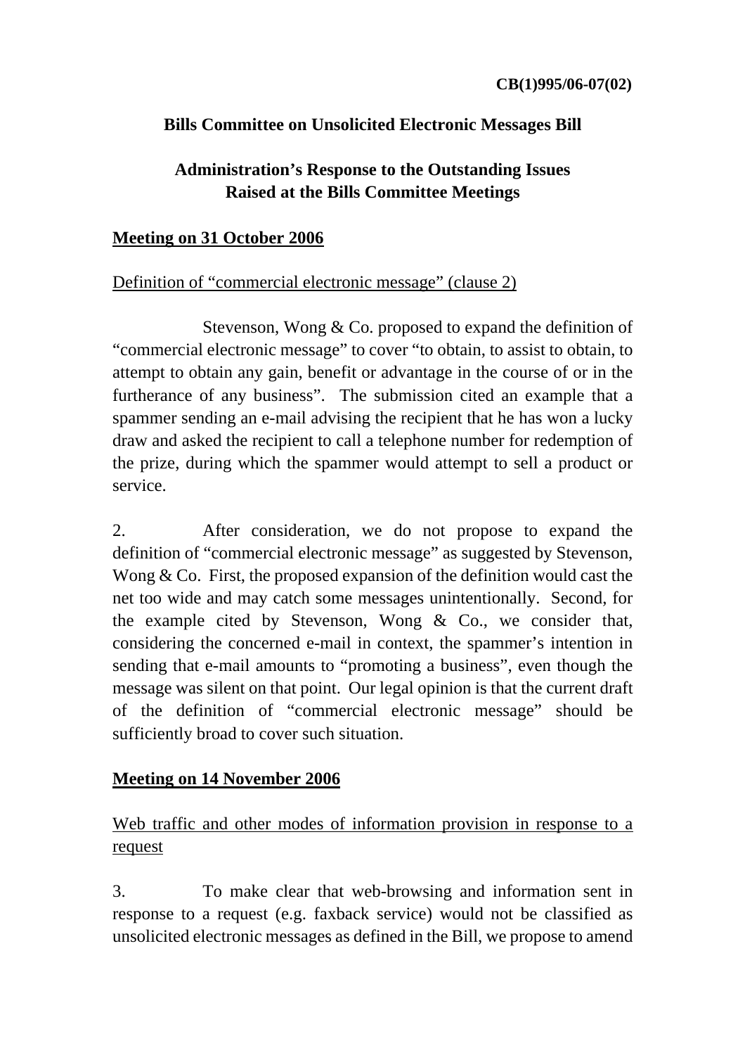**CB(1)995/06-07(02)**

## Bills Committee on Unsolicited Electronic Messages Bill

## Administration's Response to the Outstanding Issues Raised at the Bills Committee Meetings

### Meeting on 31 October 2006

Definition of "commercial electronic message" (clause 2)

Stevenson, Wong & Co. proposed to expand the definition of "commercial electronic message" to cover "to obtain, to assist to obtain, to attempt to obtain any gain, benefit or advantage in the course of or in the furtherance of any business". The submission cited an example that a spammer sending an e-mail advising the recipient that he has won a lucky draw and asked the recipient to call a telephone number for redemption of the prize, during which the spammer would attempt to sell a product or service.

2. After consideration, we do not propose to expand the definition of "commercial electronic message" as suggested by Stevenson, Wong & Co. First, the proposed expansion of the definition would cast the net too wide and may catch some messages unintentionally. Second, for the example cited by Stevenson, Wong & Co., we consider that, considering the concerned e-mail in context, the spammer's intention in sending that e-mail amounts to "promoting a business", even though the message was silent on that point. Our legal opinion is that the current draft of the definition of "commercial electronic message" should be sufficiently broad to cover such situation.

### Meeting on 14 November 2006

Web traffic and other modes of information provision in response to a request

3. To make clear that web-browsing and information sent in response to a request (e.g. faxback service) would not be classified as unsolicited electronic messages as defined in the Bill, we propose to amend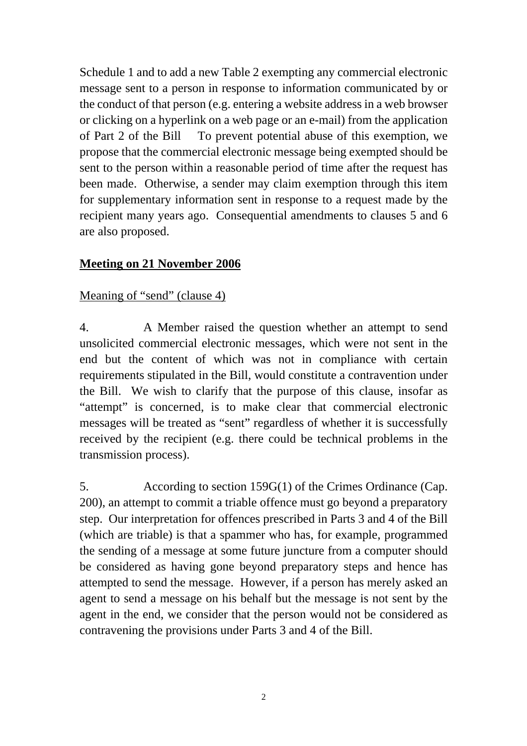Schedule 1 and to add a new Table 2 exempting any commercial electronic message sent to a person in response to information communicated by or the conduct of that person (e.g. entering a website address in a web browser or clicking on a hyperlink on a web page or an e-mail) from the application of Part 2 of the Bill   To prevent potential abuse of this exemption, we propose that the commercial electronic message being exempted should be sent to the person within a reasonable period of time after the request has been made. Otherwise, a sender may claim exemption through this item for supplementary information sent in response to a request made by the recipient many years ago. Consequential amendments to clauses 5 and 6 are also proposed.

**Meeting on 21 November 2006**

Meaning of "send" (clause 4)

4. A Member raised the question whether an attempt to send unsolicited commercial electronic messages, which were not sent in the end but the content of which was not in compliance with certain requirements stipulated in the Bill, would constitute a contravention under the Bill. We wish to clarify that the purpose of this clause, insofar as "attempt" is concerned, is to make clear that commercial electronic messages will be treated as "sent" regardless of whether it is successfully received by the recipient (e.g. there could be technical problems in the transmission process).

5. According to section 159G(1) of the Crimes Ordinance (Cap. 200), an attempt to commit a triable offence must go beyond a preparatory step. Our interpretation for offences prescribed in Parts 3 and 4 of the Bill (which are triable) is that a spammer who has, for example, programmed the sending of a message at some future juncture from a computer should be considered as having gone beyond preparatory steps and hence has attempted to send the message. However, if a person has merely asked an agent to send a message on his behalf but the message is not sent by the agent in the end, we consider that the person would not be considered as contravening the provisions under Parts 3 and 4 of the Bill.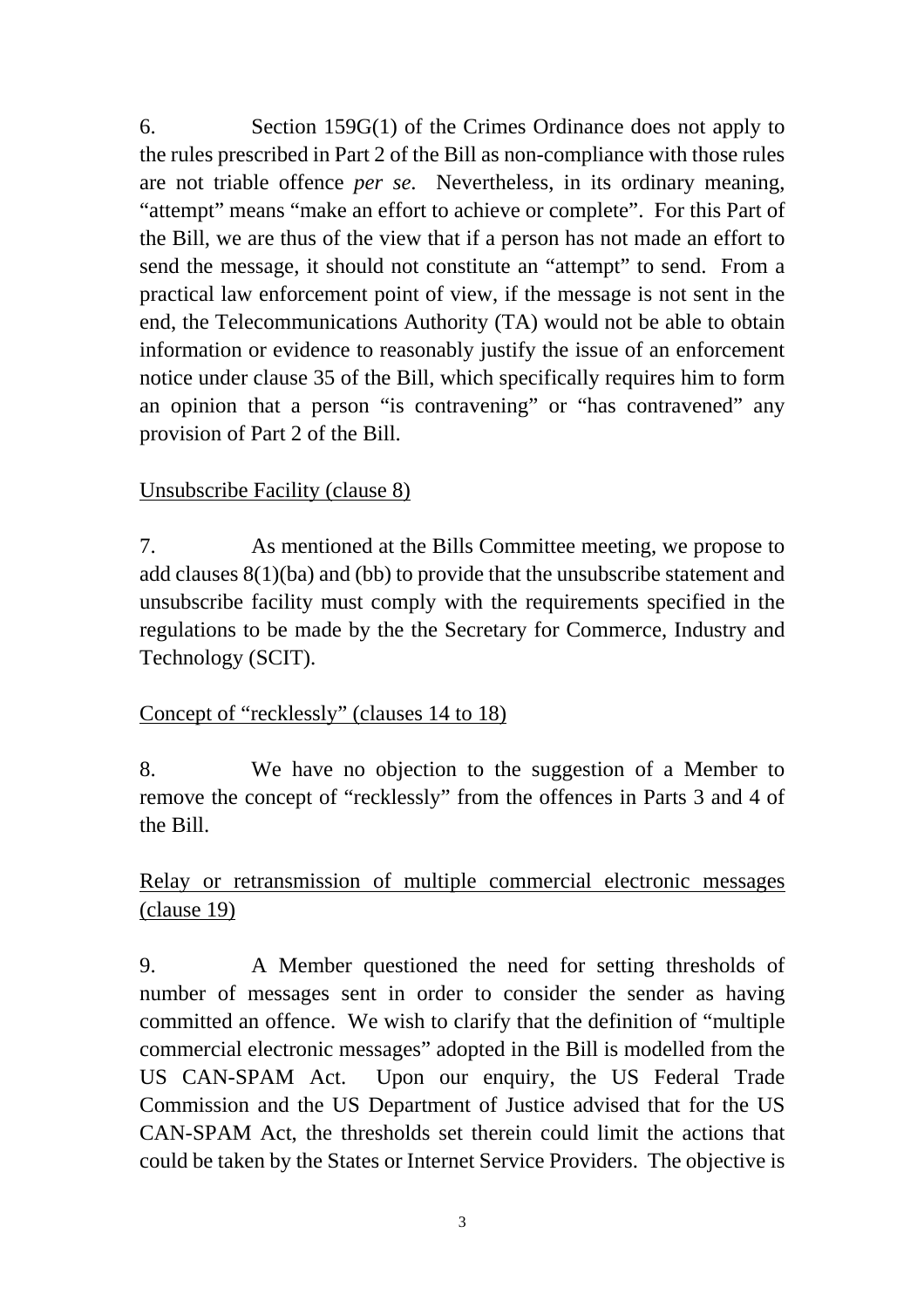6. Section 159G(1) of the Crimes Ordinance does not apply to the rules prescribed in Part 2 of the Bill as non-compliance with those rules are not triable offence *per se*. Nevertheless, in its ordinary meaning, "attempt" means "make an effort to achieve or complete". For this Part of the Bill, we are thus of the view that if a person has not made an effort to send the message, it should not constitute an "attempt" to send. From a practical law enforcement point of view, if the message is not sent in the end, the Telecommunications Authority (TA) would not be able to obtain information or evidence to reasonably justify the issue of an enforcement notice under clause 35 of the Bill, which specifically requires him to form an opinion that a person "is contravening" or "has contravened" any provision of Part 2 of the Bill.

<u>Unsubscribe Facility (clause 8)</u>

7. As mentioned at the Bills Committee meeting, we propose to add clauses 8(1)(ba) and (bb) to provide that the unsubscribe statement and unsubscribe facility must comply with the requirements specified in the regulations to be made by the the Secretary for Commerce, Industry and Technology (SCIT).

<u>Concept of "recklessly" (clauses 14 to 18)</u>

8. We have no objection to the suggestion of a Member to remove the concept of "recklessly" from the offences in Parts 3 and 4 of the Bill.

<u>Relay or retransmission of multiple commercial electronic messages (clause 19)</u>

9. A Member questioned the need for setting thresholds of number of messages sent in order to consider the sender as having committed an offence. We wish to clarify that the definition of "multiple commercial electronic messages" adopted in the Bill is modelled from the US CAN-SPAM Act. Upon our enquiry, the US Federal Trade Commission and the US Department of Justice advised that for the US CAN-SPAM Act, the thresholds set therein could limit the actions that could be taken by the States or Internet Service Providers. The objective is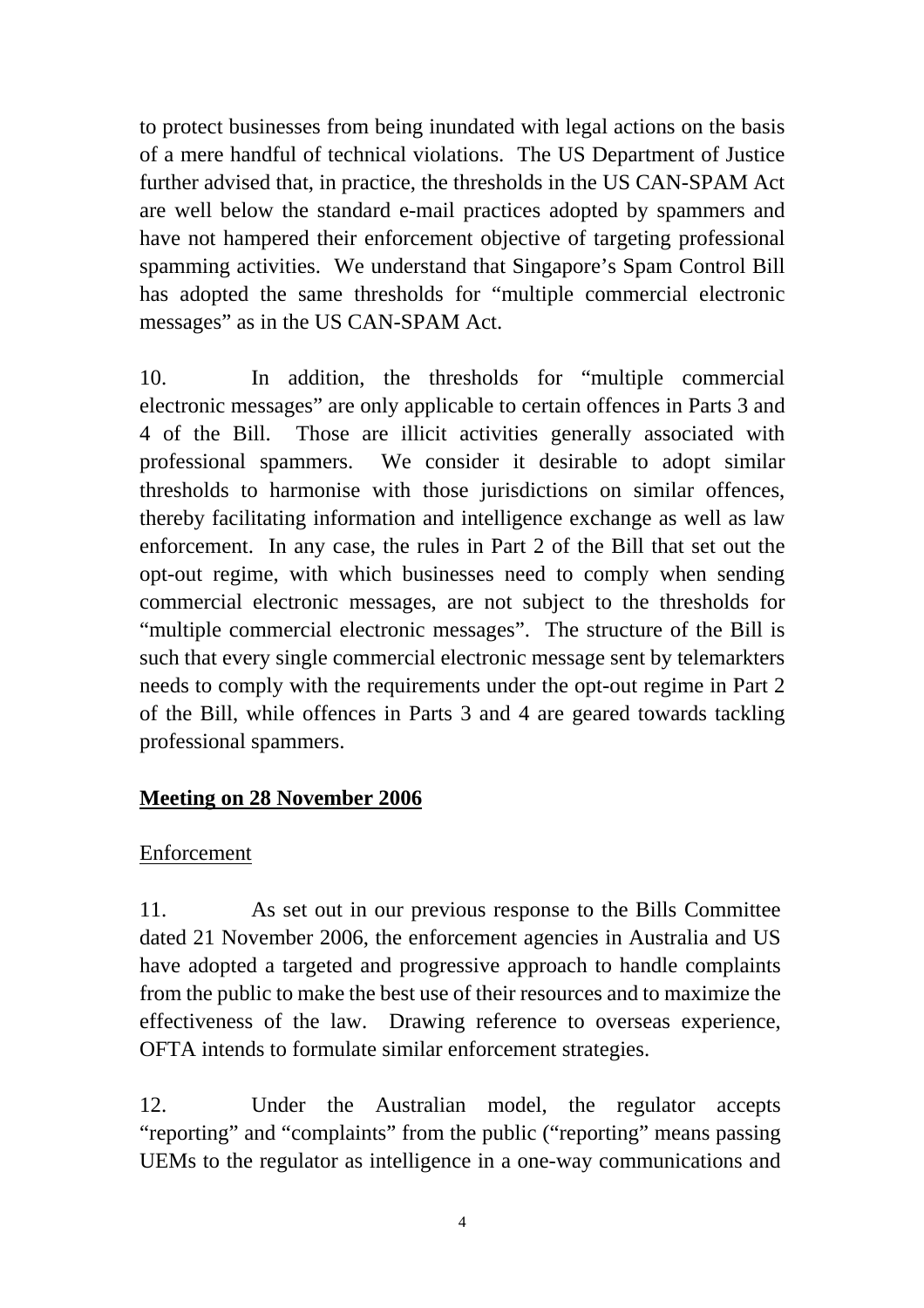to protect businesses from being inundated with legal actions on the basis of a mere handful of technical violations. The US Department of Justice further advised that, in practice, the thresholds in the US CAN-SPAM Act are well below the standard e-mail practices adopted by spammers and have not hampered their enforcement objective of targeting professional spamming activities. We understand that Singapore's Spam Control Bill has adopted the same thresholds for "multiple commercial electronic messages" as in the US CAN-SPAM Act.

10. In addition, the thresholds for "multiple commercial electronic messages" are only applicable to certain offences in Parts 3 and 4 of the Bill. Those are illicit activities generally associated with professional spammers. We consider it desirable to adopt similar thresholds to harmonise with those jurisdictions on similar offences, thereby facilitating information and intelligence exchange as well as law enforcement. In any case, the rules in Part 2 of the Bill that set out the opt-out regime, with which businesses need to comply when sending commercial electronic messages, are not subject to the thresholds for "multiple commercial electronic messages". The structure of the Bill is such that every single commercial electronic message sent by telemarkters needs to comply with the requirements under the opt-out regime in Part 2 of the Bill, while offences in Parts 3 and 4 are geared towards tackling professional spammers.

**<u>Meeting on 28 November 2006</u>**

<u>Enforcement</u>

11. As set out in our previous response to the Bills Committee dated 21 November 2006, the enforcement agencies in Australia and US have adopted a targeted and progressive approach to handle complaints from the public to make the best use of their resources and to maximize the effectiveness of the law. Drawing reference to overseas experience, OFTA intends to formulate similar enforcement strategies.

12. Under the Australian model, the regulator accepts "reporting" and "complaints" from the public ("reporting" means passing UEMs to the regulator as intelligence in a one-way communications and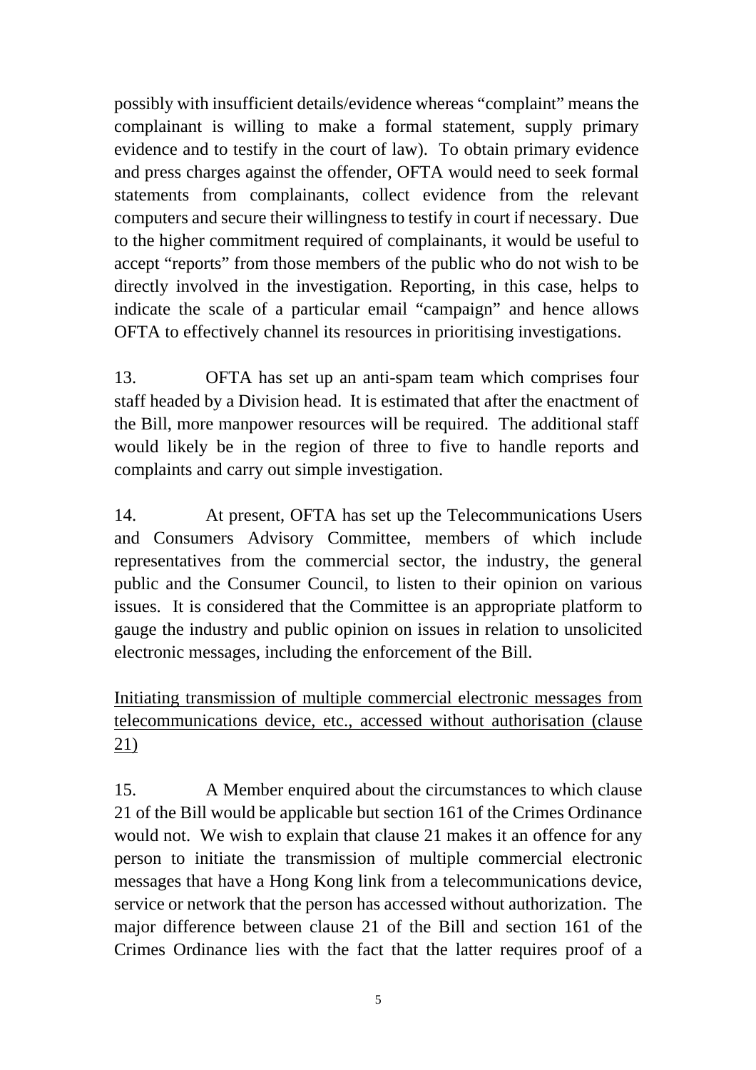possibly with insufficient details/evidence whereas "complaint" means the complainant is willing to make a formal statement, supply primary evidence and to testify in the court of law). To obtain primary evidence and press charges against the offender, OFTA would need to seek formal statements from complainants, collect evidence from the relevant computers and secure their willingness to testify in court if necessary. Due to the higher commitment required of complainants, it would be useful to accept "reports" from those members of the public who do not wish to be directly involved in the investigation. Reporting, in this case, helps to indicate the scale of a particular email "campaign" and hence allows OFTA to effectively channel its resources in prioritising investigations.

13. OFTA has set up an anti-spam team which comprises four staff headed by a Division head. It is estimated that after the enactment of the Bill, more manpower resources will be required. The additional staff would likely be in the region of three to five to handle reports and complaints and carry out simple investigation.

14. At present, OFTA has set up the Telecommunications Users and Consumers Advisory Committee, members of which include representatives from the commercial sector, the industry, the general public and the Consumer Council, to listen to their opinion on various issues. It is considered that the Committee is an appropriate platform to gauge the industry and public opinion on issues in relation to unsolicited electronic messages, including the enforcement of the Bill.

<u>Initiating transmission of multiple commercial electronic messages from telecommunications device, etc., accessed without authorisation (clause 21)</u>

15. A Member enquired about the circumstances to which clause 21 of the Bill would be applicable but section 161 of the Crimes Ordinance would not. We wish to explain that clause 21 makes it an offence for any person to initiate the transmission of multiple commercial electronic messages that have a Hong Kong link from a telecommunications device, service or network that the person has accessed without authorization. The major difference between clause 21 of the Bill and section 161 of the Crimes Ordinance lies with the fact that the latter requires proof of a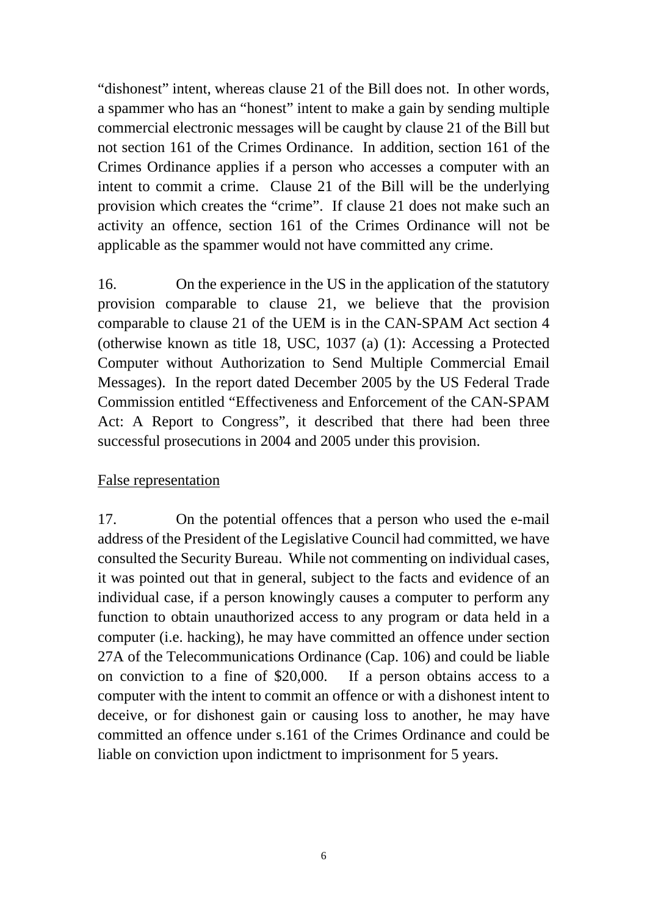"dishonest" intent, whereas clause 21 of the Bill does not. In other words, a spammer who has an "honest" intent to make a gain by sending multiple commercial electronic messages will be caught by clause 21 of the Bill but not section 161 of the Crimes Ordinance. In addition, section 161 of the Crimes Ordinance applies if a person who accesses a computer with an intent to commit a crime. Clause 21 of the Bill will be the underlying provision which creates the "crime". If clause 21 does not make such an activity an offence, section 161 of the Crimes Ordinance will not be applicable as the spammer would not have committed any crime.

16. On the experience in the US in the application of the statutory provision comparable to clause 21, we believe that the provision comparable to clause 21 of the UEM is in the CAN-SPAM Act section 4 (otherwise known as title 18, USC, 1037 (a) (1): Accessing a Protected Computer without Authorization to Send Multiple Commercial Email Messages). In the report dated December 2005 by the US Federal Trade Commission entitled "Effectiveness and Enforcement of the CAN-SPAM Act: A Report to Congress", it described that there had been three successful prosecutions in 2004 and 2005 under this provision.

<u>False representation</u>

17. On the potential offences that a person who used the e-mail address of the President of the Legislative Council had committed, we have consulted the Security Bureau. While not commenting on individual cases, it was pointed out that in general, subject to the facts and evidence of an individual case, if a person knowingly causes a computer to perform any function to obtain unauthorized access to any program or data held in a computer (i.e. hacking), he may have committed an offence under section 27A of the Telecommunications Ordinance (Cap. 106) and could be liable on conviction to a fine of $20,000. If a person obtains access to a computer with the intent to commit an offence or with a dishonest intent to deceive, or for dishonest gain or causing loss to another, he may have committed an offence under s.161 of the Crimes Ordinance and could be liable on conviction upon indictment to imprisonment for 5 years.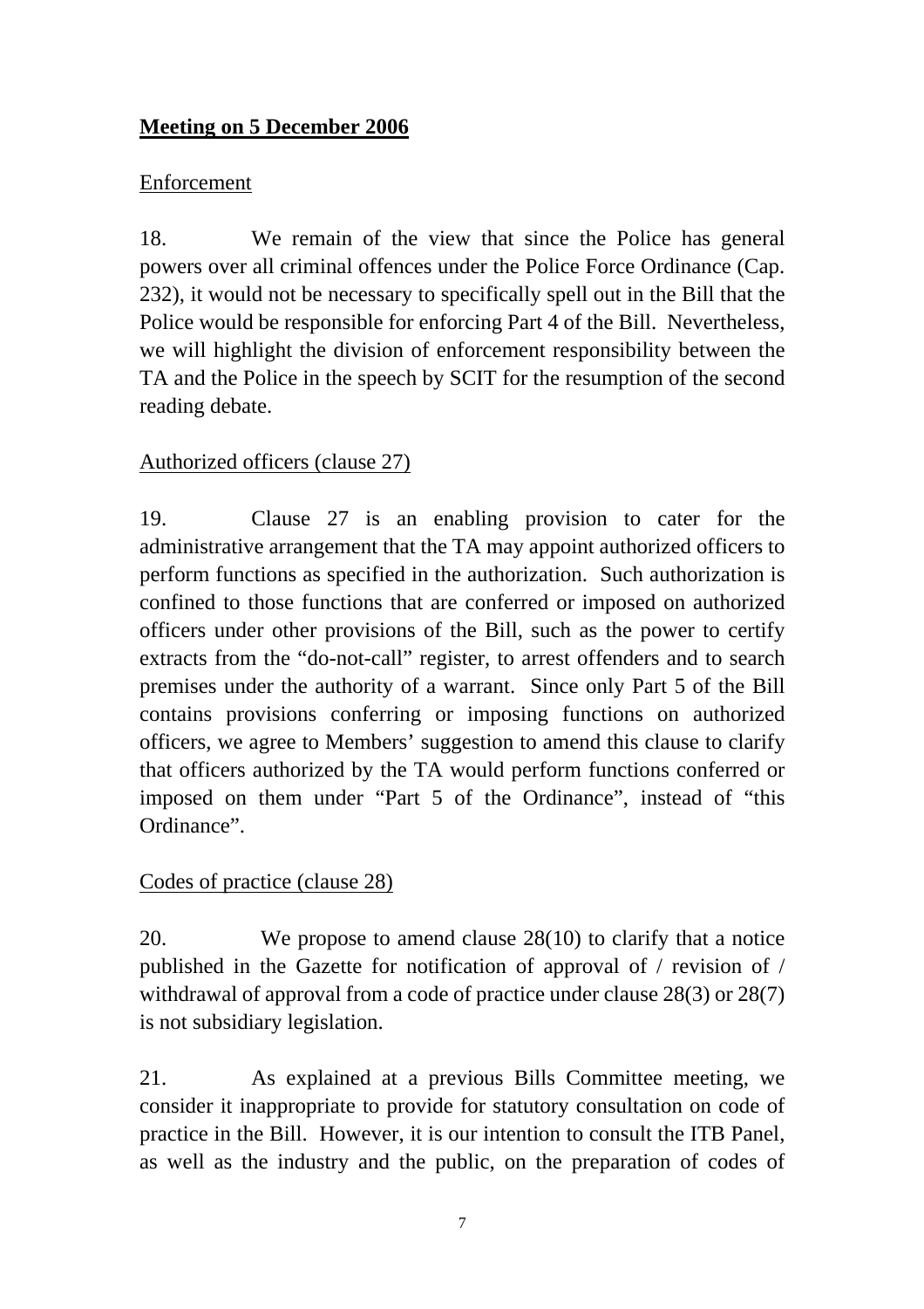**Meeting on 5 December 2006**

Enforcement

18. We remain of the view that since the Police has general powers over all criminal offences under the Police Force Ordinance (Cap. 232), it would not be necessary to specifically spell out in the Bill that the Police would be responsible for enforcing Part 4 of the Bill. Nevertheless, we will highlight the division of enforcement responsibility between the TA and the Police in the speech by SCIT for the resumption of the second reading debate.

Authorized officers (clause 27)

19. Clause 27 is an enabling provision to cater for the administrative arrangement that the TA may appoint authorized officers to perform functions as specified in the authorization. Such authorization is confined to those functions that are conferred or imposed on authorized officers under other provisions of the Bill, such as the power to certify extracts from the "do-not-call" register, to arrest offenders and to search premises under the authority of a warrant. Since only Part 5 of the Bill contains provisions conferring or imposing functions on authorized officers, we agree to Members' suggestion to amend this clause to clarify that officers authorized by the TA would perform functions conferred or imposed on them under "Part 5 of the Ordinance", instead of "this Ordinance".

Codes of practice (clause 28)

20. We propose to amend clause 28(10) to clarify that a notice published in the Gazette for notification of approval of / revision of / withdrawal of approval from a code of practice under clause 28(3) or 28(7) is not subsidiary legislation.

21. As explained at a previous Bills Committee meeting, we consider it inappropriate to provide for statutory consultation on code of practice in the Bill. However, it is our intention to consult the ITB Panel, as well as the industry and the public, on the preparation of codes of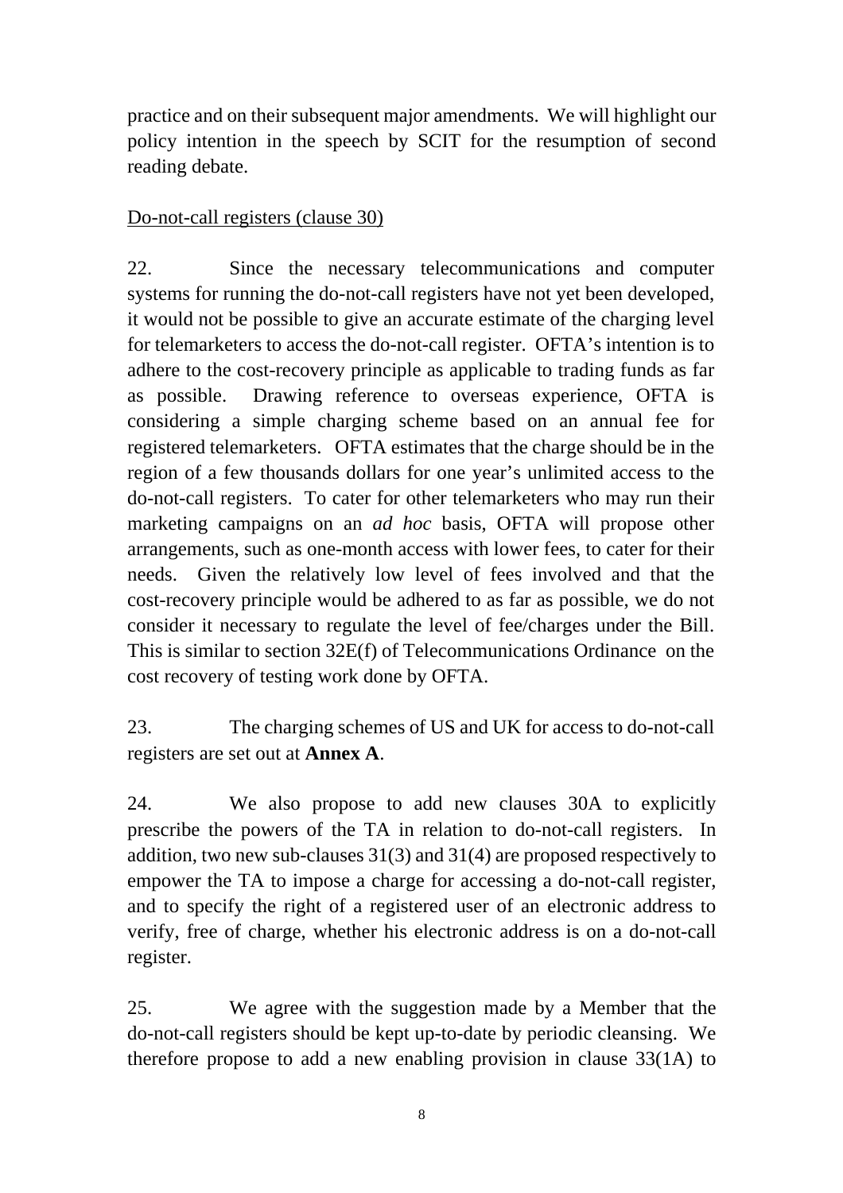practice and on their subsequent major amendments. We will highlight our policy intention in the speech by SCIT for the resumption of second reading debate.

Do-not-call registers (clause 30)

22. Since the necessary telecommunications and computer systems for running the do-not-call registers have not yet been developed, it would not be possible to give an accurate estimate of the charging level for telemarketers to access the do-not-call register. OFTA's intention is to adhere to the cost-recovery principle as applicable to trading funds as far as possible. Drawing reference to overseas experience, OFTA is considering a simple charging scheme based on an annual fee for registered telemarketers. OFTA estimates that the charge should be in the region of a few thousands dollars for one year's unlimited access to the do-not-call registers. To cater for other telemarketers who may run their marketing campaigns on an *ad hoc* basis, OFTA will propose other arrangements, such as one-month access with lower fees, to cater for their needs. Given the relatively low level of fees involved and that the cost-recovery principle would be adhered to as far as possible, we do not consider it necessary to regulate the level of fee/charges under the Bill. This is similar to section 32E(f) of Telecommunications Ordinance on the cost recovery of testing work done by OFTA.

23. The charging schemes of US and UK for access to do-not-call registers are set out at **Annex A**.

24. We also propose to add new clauses 30A to explicitly prescribe the powers of the TA in relation to do-not-call registers. In addition, two new sub-clauses 31(3) and 31(4) are proposed respectively to empower the TA to impose a charge for accessing a do-not-call register, and to specify the right of a registered user of an electronic address to verify, free of charge, whether his electronic address is on a do-not-call register.

25. We agree with the suggestion made by a Member that the do-not-call registers should be kept up-to-date by periodic cleansing. We therefore propose to add a new enabling provision in clause 33(1A) to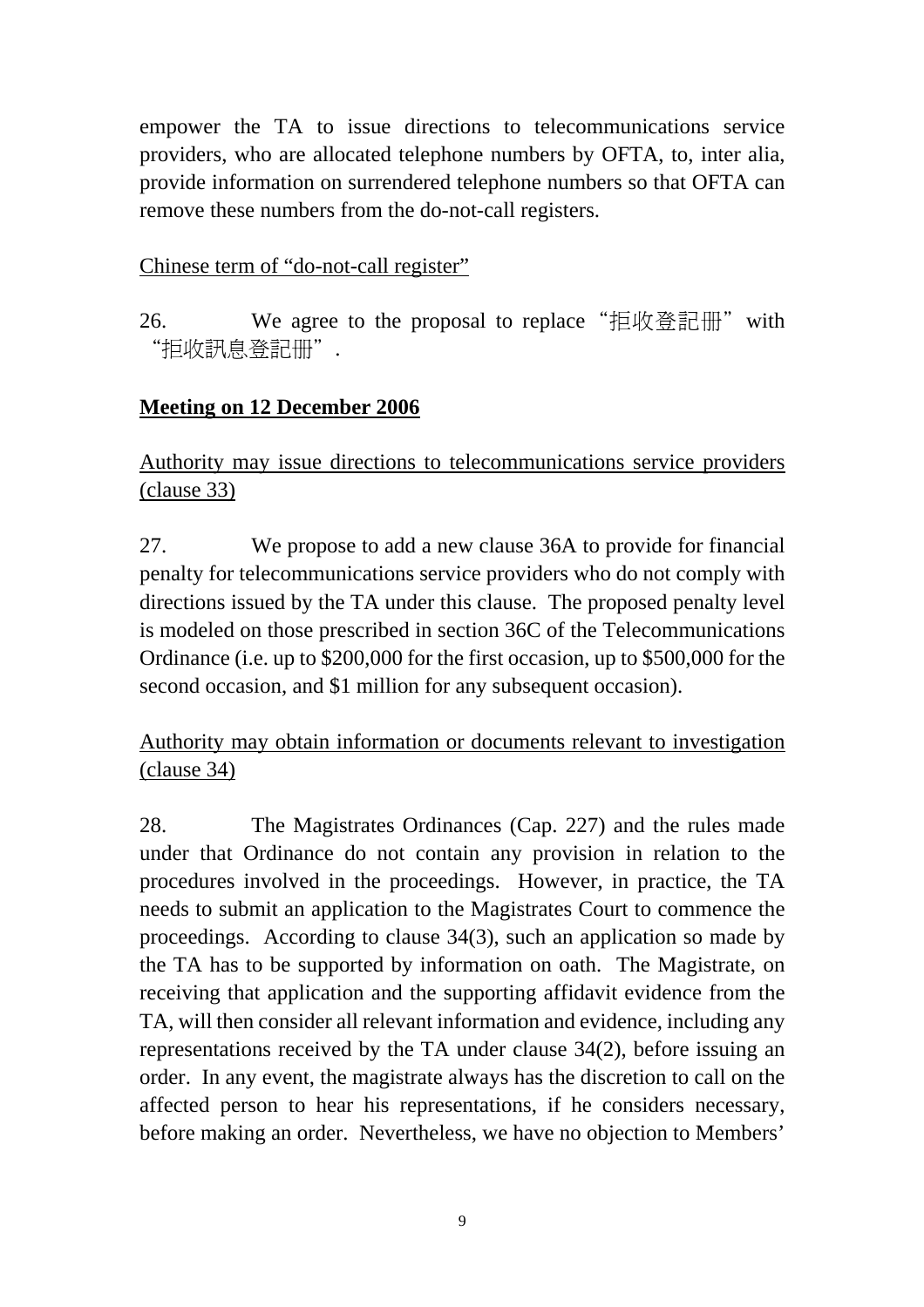empower the TA to issue directions to telecommunications service providers, who are allocated telephone numbers by OFTA, to, inter alia, provide information on surrendered telephone numbers so that OFTA can remove these numbers from the do-not-call registers.

Chinese term of "do-not-call register"

26. We agree to the proposal to replace "拒收登記冊" with "拒收訊息登記冊".

**Meeting on 12 December 2006**

Authority may issue directions to telecommunications service providers (clause 33)

27. We propose to add a new clause 36A to provide for financial penalty for telecommunications service providers who do not comply with directions issued by the TA under this clause. The proposed penalty level is modeled on those prescribed in section 36C of the Telecommunications Ordinance (i.e. up to $200,000 for the first occasion, up to $500,000 for the second occasion, and $1 million for any subsequent occasion).

Authority may obtain information or documents relevant to investigation (clause 34)

28. The Magistrates Ordinances (Cap. 227) and the rules made under that Ordinance do not contain any provision in relation to the procedures involved in the proceedings. However, in practice, the TA needs to submit an application to the Magistrates Court to commence the proceedings. According to clause 34(3), such an application so made by the TA has to be supported by information on oath. The Magistrate, on receiving that application and the supporting affidavit evidence from the TA, will then consider all relevant information and evidence, including any representations received by the TA under clause 34(2), before issuing an order. In any event, the magistrate always has the discretion to call on the affected person to hear his representations, if he considers necessary, before making an order. Nevertheless, we have no objection to Members'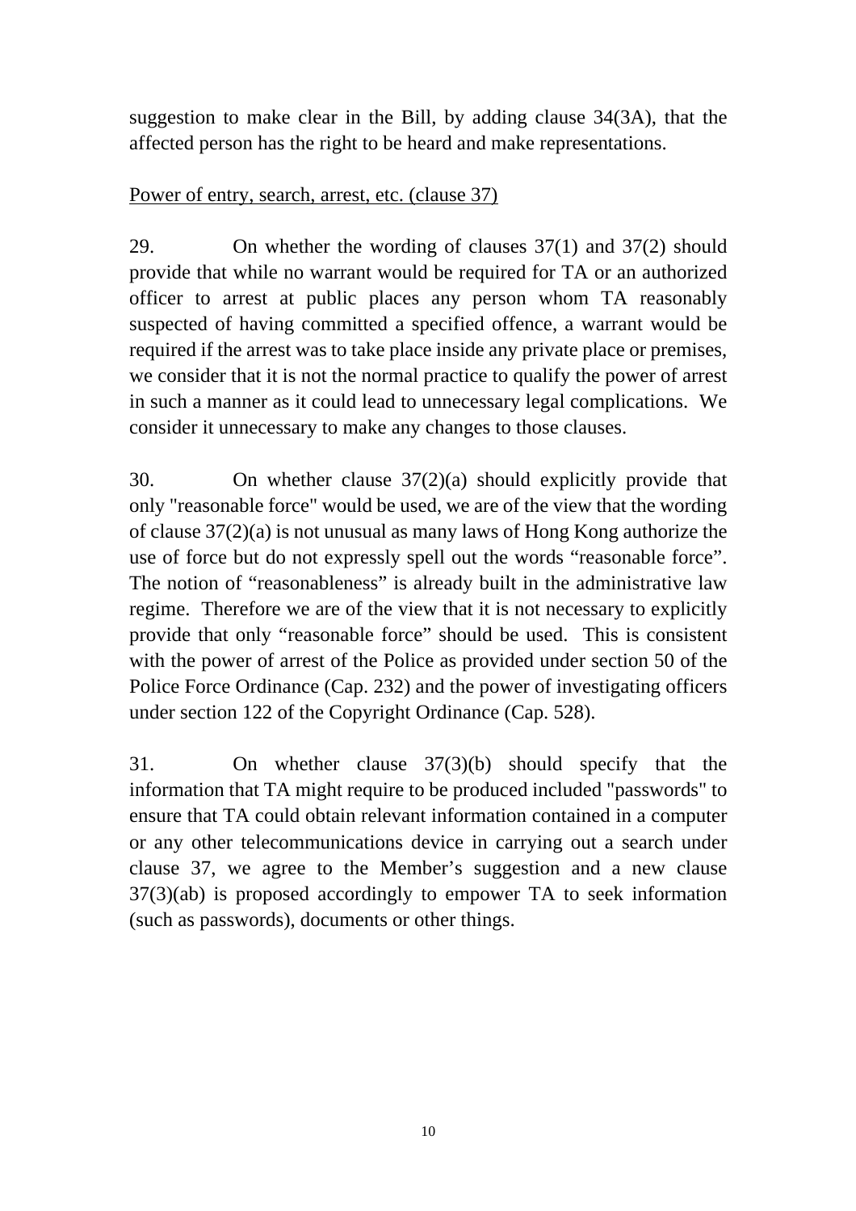suggestion to make clear in the Bill, by adding clause 34(3A), that the affected person has the right to be heard and make representations.

Power of entry, search, arrest, etc. (clause 37)

29. On whether the wording of clauses 37(1) and 37(2) should provide that while no warrant would be required for TA or an authorized officer to arrest at public places any person whom TA reasonably suspected of having committed a specified offence, a warrant would be required if the arrest was to take place inside any private place or premises, we consider that it is not the normal practice to qualify the power of arrest in such a manner as it could lead to unnecessary legal complications. We consider it unnecessary to make any changes to those clauses.

30. On whether clause 37(2)(a) should explicitly provide that only "reasonable force" would be used, we are of the view that the wording of clause 37(2)(a) is not unusual as many laws of Hong Kong authorize the use of force but do not expressly spell out the words "reasonable force". The notion of "reasonableness" is already built in the administrative law regime. Therefore we are of the view that it is not necessary to explicitly provide that only "reasonable force" should be used. This is consistent with the power of arrest of the Police as provided under section 50 of the Police Force Ordinance (Cap. 232) and the power of investigating officers under section 122 of the Copyright Ordinance (Cap. 528).

31. On whether clause 37(3)(b) should specify that the information that TA might require to be produced included "passwords" to ensure that TA could obtain relevant information contained in a computer or any other telecommunications device in carrying out a search under clause 37, we agree to the Member's suggestion and a new clause 37(3)(ab) is proposed accordingly to empower TA to seek information (such as passwords), documents or other things.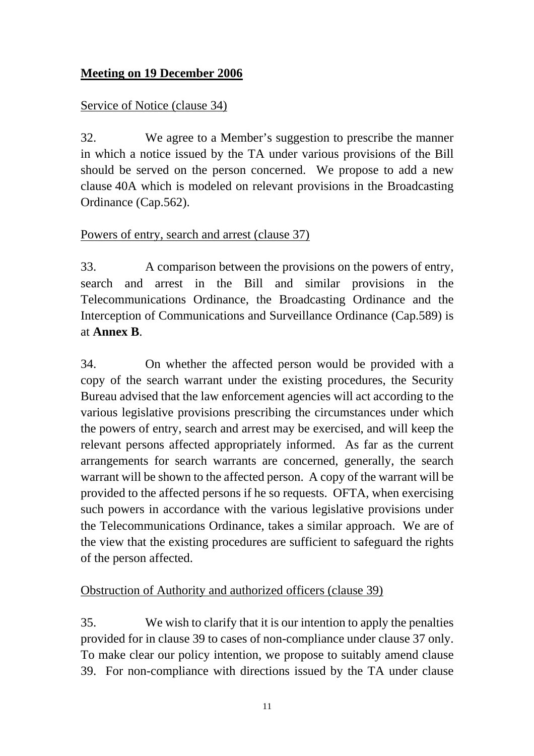**Meeting on 19 December 2006**

Service of Notice (clause 34)

32. We agree to a Member's suggestion to prescribe the manner in which a notice issued by the TA under various provisions of the Bill should be served on the person concerned. We propose to add a new clause 40A which is modeled on relevant provisions in the Broadcasting Ordinance (Cap.562).

Powers of entry, search and arrest (clause 37)

33. A comparison between the provisions on the powers of entry, search and arrest in the Bill and similar provisions in the Telecommunications Ordinance, the Broadcasting Ordinance and the Interception of Communications and Surveillance Ordinance (Cap.589) is at **Annex B**.

34. On whether the affected person would be provided with a copy of the search warrant under the existing procedures, the Security Bureau advised that the law enforcement agencies will act according to the various legislative provisions prescribing the circumstances under which the powers of entry, search and arrest may be exercised, and will keep the relevant persons affected appropriately informed. As far as the current arrangements for search warrants are concerned, generally, the search warrant will be shown to the affected person. A copy of the warrant will be provided to the affected persons if he so requests. OFTA, when exercising such powers in accordance with the various legislative provisions under the Telecommunications Ordinance, takes a similar approach. We are of the view that the existing procedures are sufficient to safeguard the rights of the person affected.

Obstruction of Authority and authorized officers (clause 39)

35. We wish to clarify that it is our intention to apply the penalties provided for in clause 39 to cases of non-compliance under clause 37 only. To make clear our policy intention, we propose to suitably amend clause 39. For non-compliance with directions issued by the TA under clause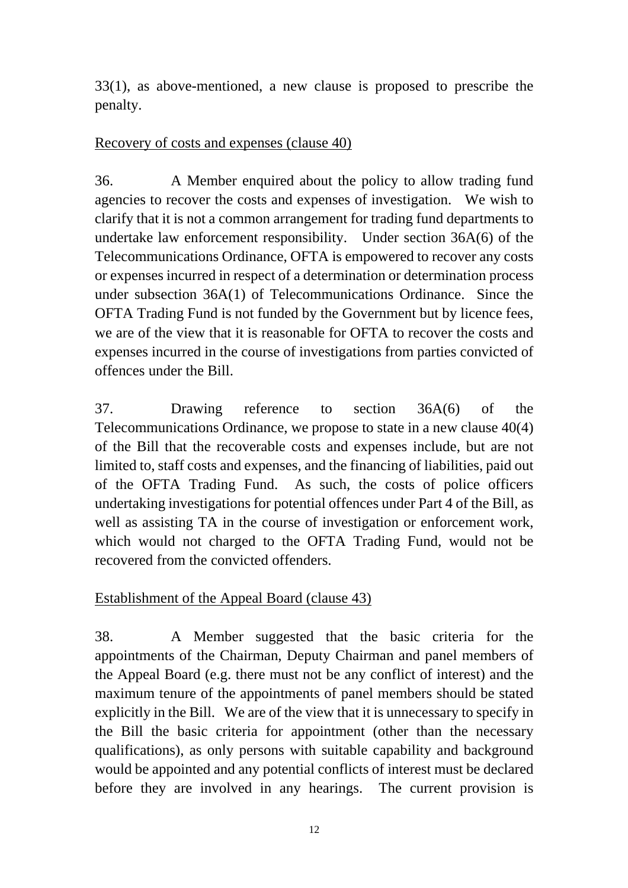33(1), as above-mentioned, a new clause is proposed to prescribe the penalty.

<u>Recovery of costs and expenses (clause 40)</u>

36. A Member enquired about the policy to allow trading fund agencies to recover the costs and expenses of investigation. We wish to clarify that it is not a common arrangement for trading fund departments to undertake law enforcement responsibility. Under section 36A(6) of the Telecommunications Ordinance, OFTA is empowered to recover any costs or expenses incurred in respect of a determination or determination process under subsection 36A(1) of Telecommunications Ordinance. Since the OFTA Trading Fund is not funded by the Government but by licence fees, we are of the view that it is reasonable for OFTA to recover the costs and expenses incurred in the course of investigations from parties convicted of offences under the Bill.

37. Drawing reference to section 36A(6) of the Telecommunications Ordinance, we propose to state in a new clause 40(4) of the Bill that the recoverable costs and expenses include, but are not limited to, staff costs and expenses, and the financing of liabilities, paid out of the OFTA Trading Fund. As such, the costs of police officers undertaking investigations for potential offences under Part 4 of the Bill, as well as assisting TA in the course of investigation or enforcement work, which would not charged to the OFTA Trading Fund, would not be recovered from the convicted offenders.

<u>Establishment of the Appeal Board (clause 43)</u>

38. A Member suggested that the basic criteria for the appointments of the Chairman, Deputy Chairman and panel members of the Appeal Board (e.g. there must not be any conflict of interest) and the maximum tenure of the appointments of panel members should be stated explicitly in the Bill. We are of the view that it is unnecessary to specify in the Bill the basic criteria for appointment (other than the necessary qualifications), as only persons with suitable capability and background would be appointed and any potential conflicts of interest must be declared before they are involved in any hearings. The current provision is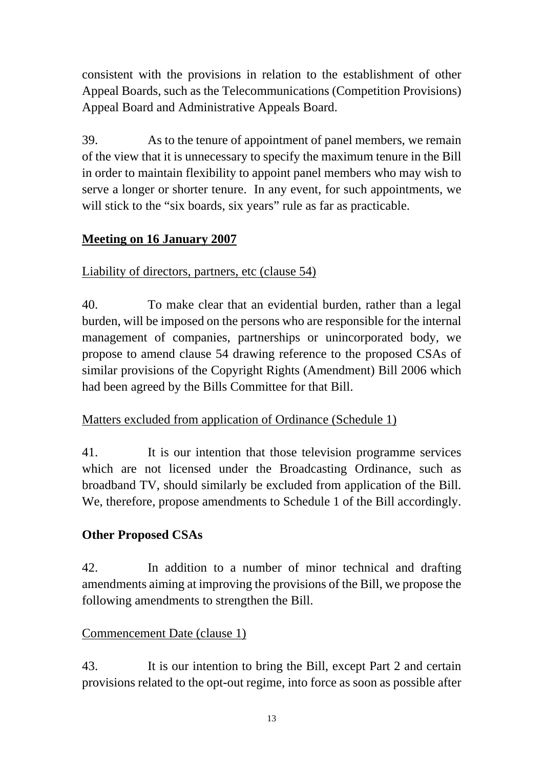consistent with the provisions in relation to the establishment of other Appeal Boards, such as the Telecommunications (Competition Provisions) Appeal Board and Administrative Appeals Board.

39. As to the tenure of appointment of panel members, we remain of the view that it is unnecessary to specify the maximum tenure in the Bill in order to maintain flexibility to appoint panel members who may wish to serve a longer or shorter tenure. In any event, for such appointments, we will stick to the "six boards, six years" rule as far as practicable.

**<u>Meeting on 16 January 2007</u>**

<u>Liability of directors, partners, etc (clause 54)</u>

40. To make clear that an evidential burden, rather than a legal burden, will be imposed on the persons who are responsible for the internal management of companies, partnerships or unincorporated body, we propose to amend clause 54 drawing reference to the proposed CSAs of similar provisions of the Copyright Rights (Amendment) Bill 2006 which had been agreed by the Bills Committee for that Bill.

<u>Matters excluded from application of Ordinance (Schedule 1)</u>

41. It is our intention that those television programme services which are not licensed under the Broadcasting Ordinance, such as broadband TV, should similarly be excluded from application of the Bill. We, therefore, propose amendments to Schedule 1 of the Bill accordingly.

**Other Proposed CSAs**

42. In addition to a number of minor technical and drafting amendments aiming at improving the provisions of the Bill, we propose the following amendments to strengthen the Bill.

<u>Commencement Date (clause 1)</u>

43. It is our intention to bring the Bill, except Part 2 and certain provisions related to the opt-out regime, into force as soon as possible after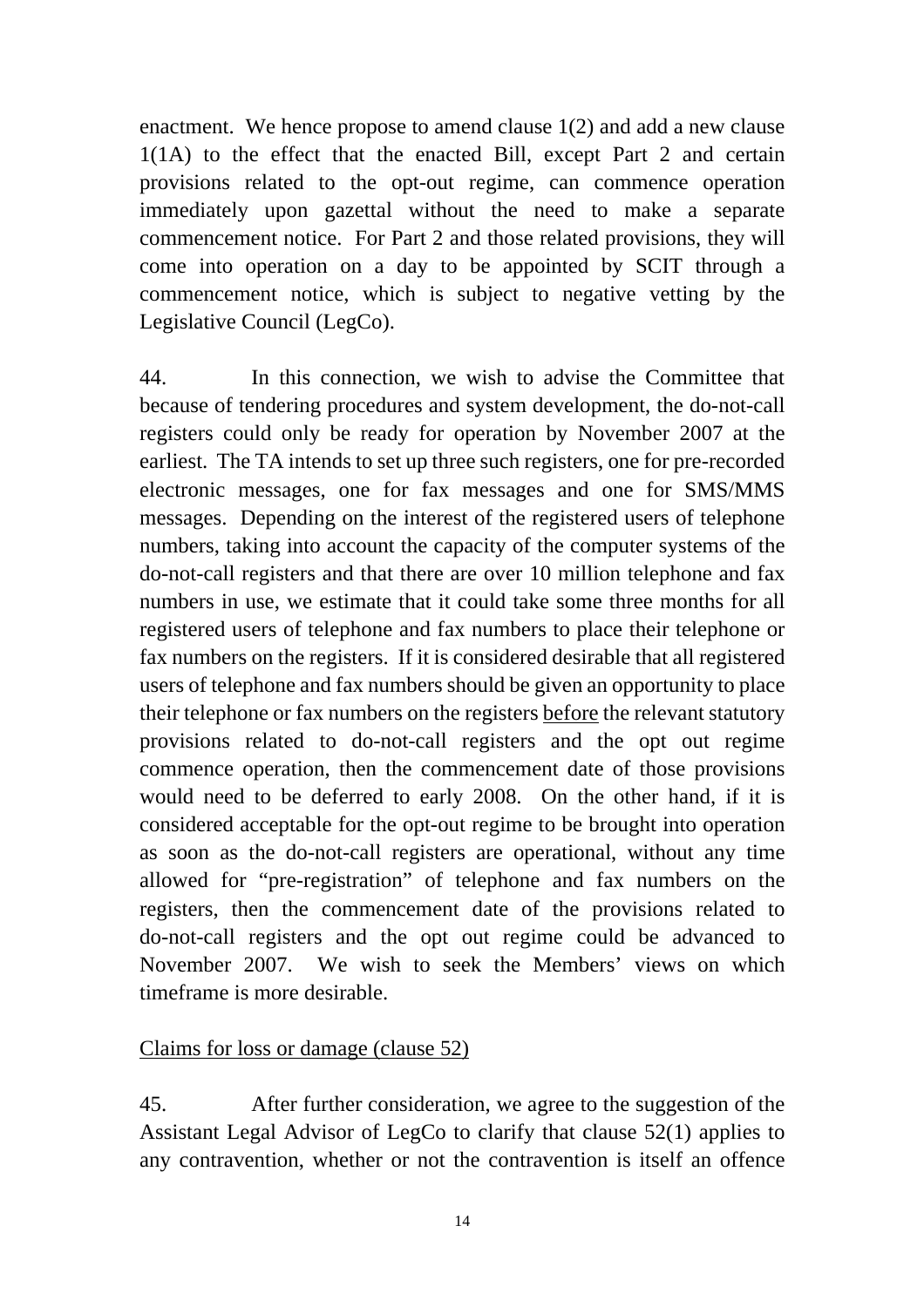enactment. We hence propose to amend clause 1(2) and add a new clause 1(1A) to the effect that the enacted Bill, except Part 2 and certain provisions related to the opt-out regime, can commence operation immediately upon gazettal without the need to make a separate commencement notice. For Part 2 and those related provisions, they will come into operation on a day to be appointed by SCIT through a commencement notice, which is subject to negative vetting by the Legislative Council (LegCo).

44. In this connection, we wish to advise the Committee that because of tendering procedures and system development, the do-not-call registers could only be ready for operation by November 2007 at the earliest. The TA intends to set up three such registers, one for pre-recorded electronic messages, one for fax messages and one for SMS/MMS messages. Depending on the interest of the registered users of telephone numbers, taking into account the capacity of the computer systems of the do-not-call registers and that there are over 10 million telephone and fax numbers in use, we estimate that it could take some three months for all registered users of telephone and fax numbers to place their telephone or fax numbers on the registers. If it is considered desirable that all registered users of telephone and fax numbers should be given an opportunity to place their telephone or fax numbers on the registers <u>before</u> the relevant statutory provisions related to do-not-call registers and the opt out regime commence operation, then the commencement date of those provisions would need to be deferred to early 2008. On the other hand, if it is considered acceptable for the opt-out regime to be brought into operation as soon as the do-not-call registers are operational, without any time allowed for "pre-registration" of telephone and fax numbers on the registers, then the commencement date of the provisions related to do-not-call registers and the opt out regime could be advanced to November 2007. We wish to seek the Members' views on which timeframe is more desirable.

<u>Claims for loss or damage (clause 52)</u>

45. After further consideration, we agree to the suggestion of the Assistant Legal Advisor of LegCo to clarify that clause 52(1) applies to any contravention, whether or not the contravention is itself an offence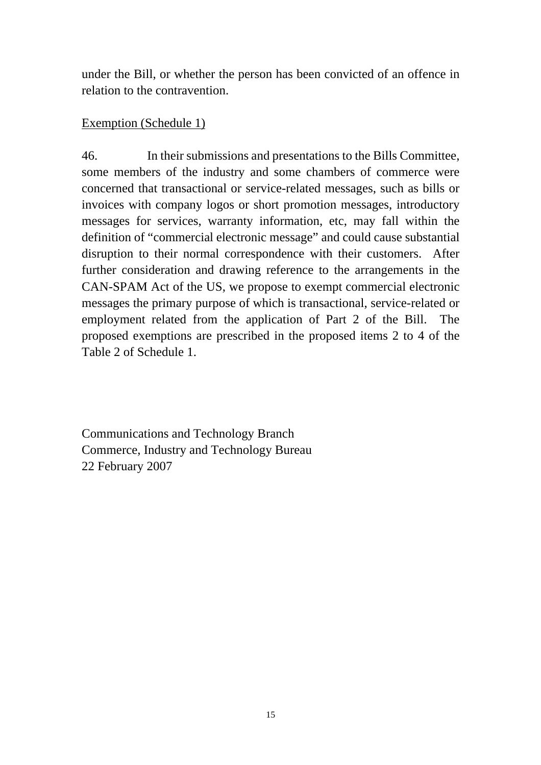under the Bill, or whether the person has been convicted of an offence in relation to the contravention.

<u>Exemption (Schedule 1)</u>

46. In their submissions and presentations to the Bills Committee, some members of the industry and some chambers of commerce were concerned that transactional or service-related messages, such as bills or invoices with company logos or short promotion messages, introductory messages for services, warranty information, etc, may fall within the definition of "commercial electronic message" and could cause substantial disruption to their normal correspondence with their customers. After further consideration and drawing reference to the arrangements in the CAN-SPAM Act of the US, we propose to exempt commercial electronic messages the primary purpose of which is transactional, service-related or employment related from the application of Part 2 of the Bill. The proposed exemptions are prescribed in the proposed items 2 to 4 of the Table 2 of Schedule 1.

Communications and Technology Branch
Commerce, Industry and Technology Bureau
22 February 2007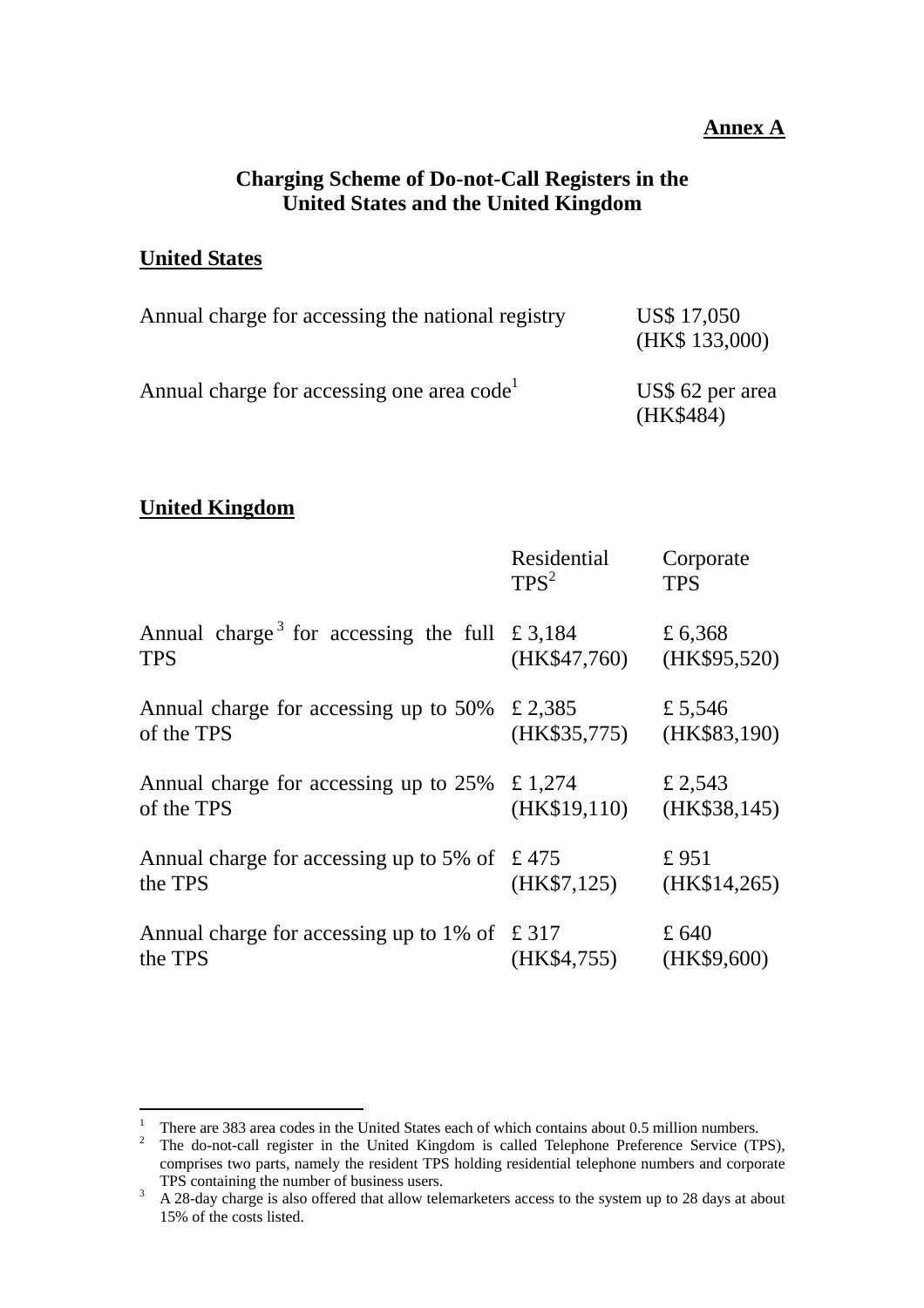**Annex A**

**Charging Scheme of Do-not-Call Registers in the United States and the United Kingdom**

**United States**

| | |
|---|---|
| Annual charge for accessing the national registry | US$ 17,050 (HK$ 133,000) |
| Annual charge for accessing one area code[1] | US$ 62 per area (HK$484) |

**United Kingdom**

| | Residential TPS[2] | Corporate TPS |
|---|---|---|
| Annual charge[3] for accessing the full TPS | £ 3,184 (HK$47,760) | £ 6,368 (HK$95,520) |
| Annual charge for accessing up to 50% of the TPS | £ 2,385 (HK$35,775) | £ 5,546 (HK$83,190) |
| Annual charge for accessing up to 25% of the TPS | £ 1,274 (HK$19,110) | £ 2,543 (HK$38,145) |
| Annual charge for accessing up to 5% of the TPS | £ 475 (HK$7,125) | £ 951 (HK$14,265) |
| Annual charge for accessing up to 1% of the TPS | £ 317 (HK$4,755) | £ 640 (HK$9,600) |

---

1 There are 383 area codes in the United States each of which contains about 0.5 million numbers.

2 The do-not-call register in the United Kingdom is called Telephone Preference Service (TPS), comprises two parts, namely the resident TPS holding residential telephone numbers and corporate TPS containing the number of business users.

3 A 28-day charge is also offered that allow telemarketers access to the system up to 28 days at about 15% of the costs listed.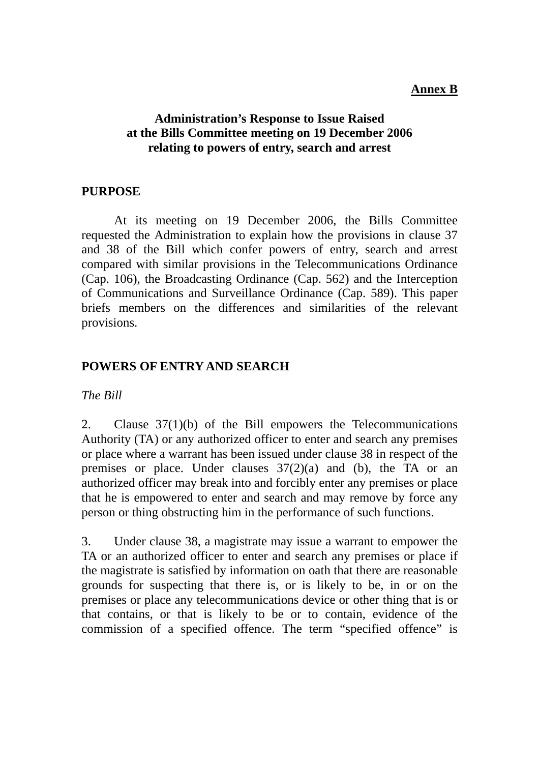**Annex B**

**Administration's Response to Issue Raised at the Bills Committee meeting on 19 December 2006 relating to powers of entry, search and arrest**

## PURPOSE

At its meeting on 19 December 2006, the Bills Committee requested the Administration to explain how the provisions in clause 37 and 38 of the Bill which confer powers of entry, search and arrest compared with similar provisions in the Telecommunications Ordinance (Cap. 106), the Broadcasting Ordinance (Cap. 562) and the Interception of Communications and Surveillance Ordinance (Cap. 589). This paper briefs members on the differences and similarities of the relevant provisions.

## POWERS OF ENTRY AND SEARCH

*The Bill*

2. Clause 37(1)(b) of the Bill empowers the Telecommunications Authority (TA) or any authorized officer to enter and search any premises or place where a warrant has been issued under clause 38 in respect of the premises or place. Under clauses 37(2)(a) and (b), the TA or an authorized officer may break into and forcibly enter any premises or place that he is empowered to enter and search and may remove by force any person or thing obstructing him in the performance of such functions.

3. Under clause 38, a magistrate may issue a warrant to empower the TA or an authorized officer to enter and search any premises or place if the magistrate is satisfied by information on oath that there are reasonable grounds for suspecting that there is, or is likely to be, in or on the premises or place any telecommunications device or other thing that is or that contains, or that is likely to be or to contain, evidence of the commission of a specified offence. The term "specified offence" is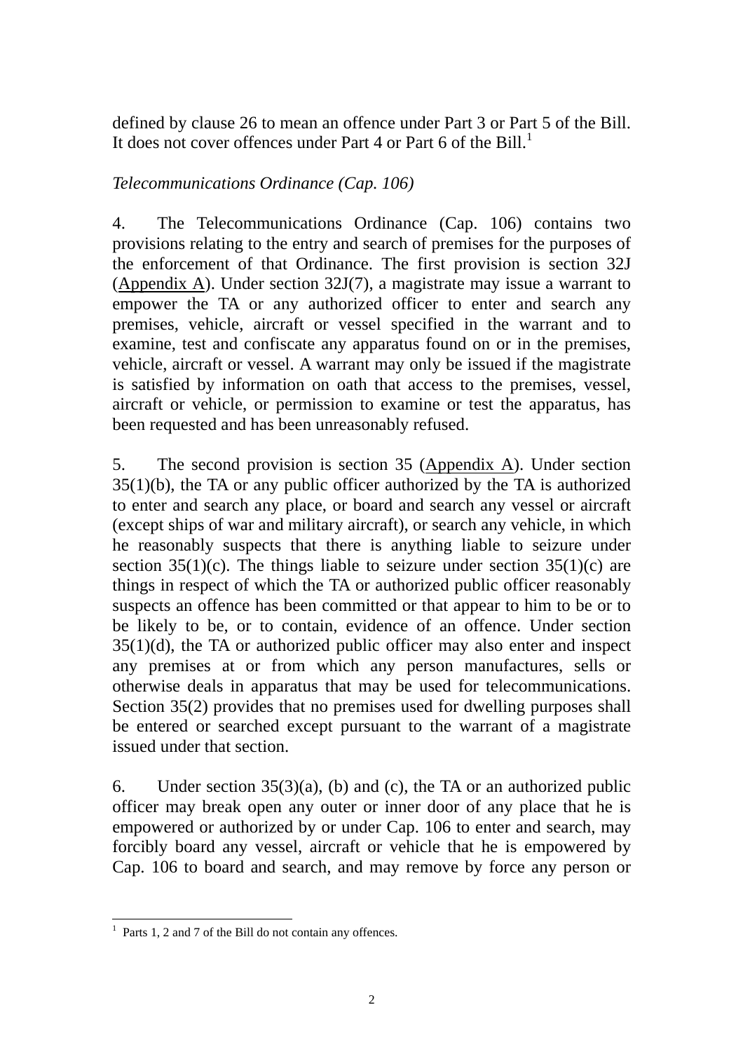defined by clause 26 to mean an offence under Part 3 or Part 5 of the Bill. It does not cover offences under Part 4 or Part 6 of the Bill.[1]

*Telecommunications Ordinance (Cap. 106)*

4. The Telecommunications Ordinance (Cap. 106) contains two provisions relating to the entry and search of premises for the purposes of the enforcement of that Ordinance. The first provision is section 32J (Appendix A). Under section 32J(7), a magistrate may issue a warrant to empower the TA or any authorized officer to enter and search any premises, vehicle, aircraft or vessel specified in the warrant and to examine, test and confiscate any apparatus found on or in the premises, vehicle, aircraft or vessel. A warrant may only be issued if the magistrate is satisfied by information on oath that access to the premises, vessel, aircraft or vehicle, or permission to examine or test the apparatus, has been requested and has been unreasonably refused.

5. The second provision is section 35 (Appendix A). Under section 35(1)(b), the TA or any public officer authorized by the TA is authorized to enter and search any place, or board and search any vessel or aircraft (except ships of war and military aircraft), or search any vehicle, in which he reasonably suspects that there is anything liable to seizure under section 35(1)(c). The things liable to seizure under section 35(1)(c) are things in respect of which the TA or authorized public officer reasonably suspects an offence has been committed or that appear to him to be or to be likely to be, or to contain, evidence of an offence. Under section 35(1)(d), the TA or authorized public officer may also enter and inspect any premises at or from which any person manufactures, sells or otherwise deals in apparatus that may be used for telecommunications. Section 35(2) provides that no premises used for dwelling purposes shall be entered or searched except pursuant to the warrant of a magistrate issued under that section.

6. Under section 35(3)(a), (b) and (c), the TA or an authorized public officer may break open any outer or inner door of any place that he is empowered or authorized by or under Cap. 106 to enter and search, may forcibly board any vessel, aircraft or vehicle that he is empowered by Cap. 106 to board and search, and may remove by force any person or

---

[1] Parts 1, 2 and 7 of the Bill do not contain any offences.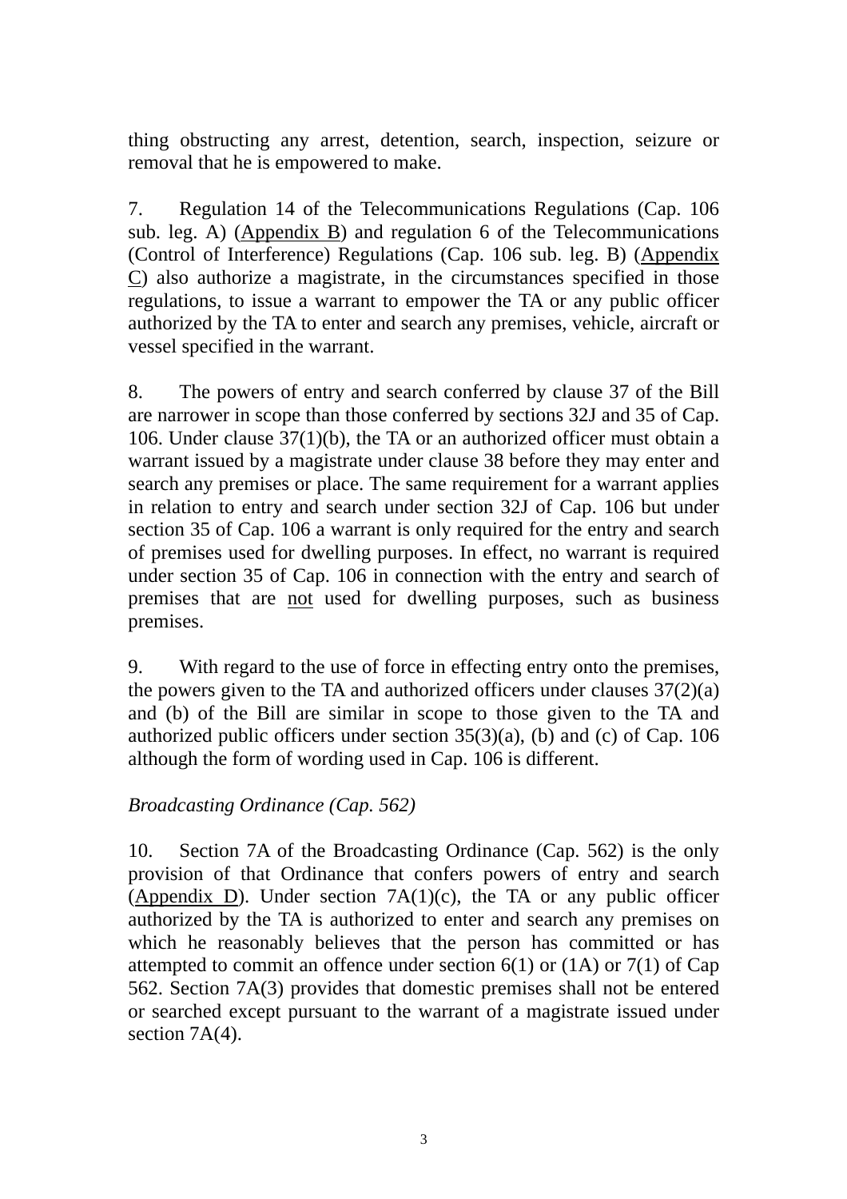thing obstructing any arrest, detention, search, inspection, seizure or removal that he is empowered to make.

7. Regulation 14 of the Telecommunications Regulations (Cap. 106 sub. leg. A) (<u>Appendix B</u>) and regulation 6 of the Telecommunications (Control of Interference) Regulations (Cap. 106 sub. leg. B) (<u>Appendix C</u>) also authorize a magistrate, in the circumstances specified in those regulations, to issue a warrant to empower the TA or any public officer authorized by the TA to enter and search any premises, vehicle, aircraft or vessel specified in the warrant.

8. The powers of entry and search conferred by clause 37 of the Bill are narrower in scope than those conferred by sections 32J and 35 of Cap. 106. Under clause 37(1)(b), the TA or an authorized officer must obtain a warrant issued by a magistrate under clause 38 before they may enter and search any premises or place. The same requirement for a warrant applies in relation to entry and search under section 32J of Cap. 106 but under section 35 of Cap. 106 a warrant is only required for the entry and search of premises used for dwelling purposes. In effect, no warrant is required under section 35 of Cap. 106 in connection with the entry and search of premises that are <u>not</u> used for dwelling purposes, such as business premises.

9. With regard to the use of force in effecting entry onto the premises, the powers given to the TA and authorized officers under clauses 37(2)(a) and (b) of the Bill are similar in scope to those given to the TA and authorized public officers under section 35(3)(a), (b) and (c) of Cap. 106 although the form of wording used in Cap. 106 is different.

*Broadcasting Ordinance (Cap. 562)*

10. Section 7A of the Broadcasting Ordinance (Cap. 562) is the only provision of that Ordinance that confers powers of entry and search (<u>Appendix D</u>). Under section 7A(1)(c), the TA or any public officer authorized by the TA is authorized to enter and search any premises on which he reasonably believes that the person has committed or has attempted to commit an offence under section 6(1) or (1A) or 7(1) of Cap 562. Section 7A(3) provides that domestic premises shall not be entered or searched except pursuant to the warrant of a magistrate issued under section 7A(4).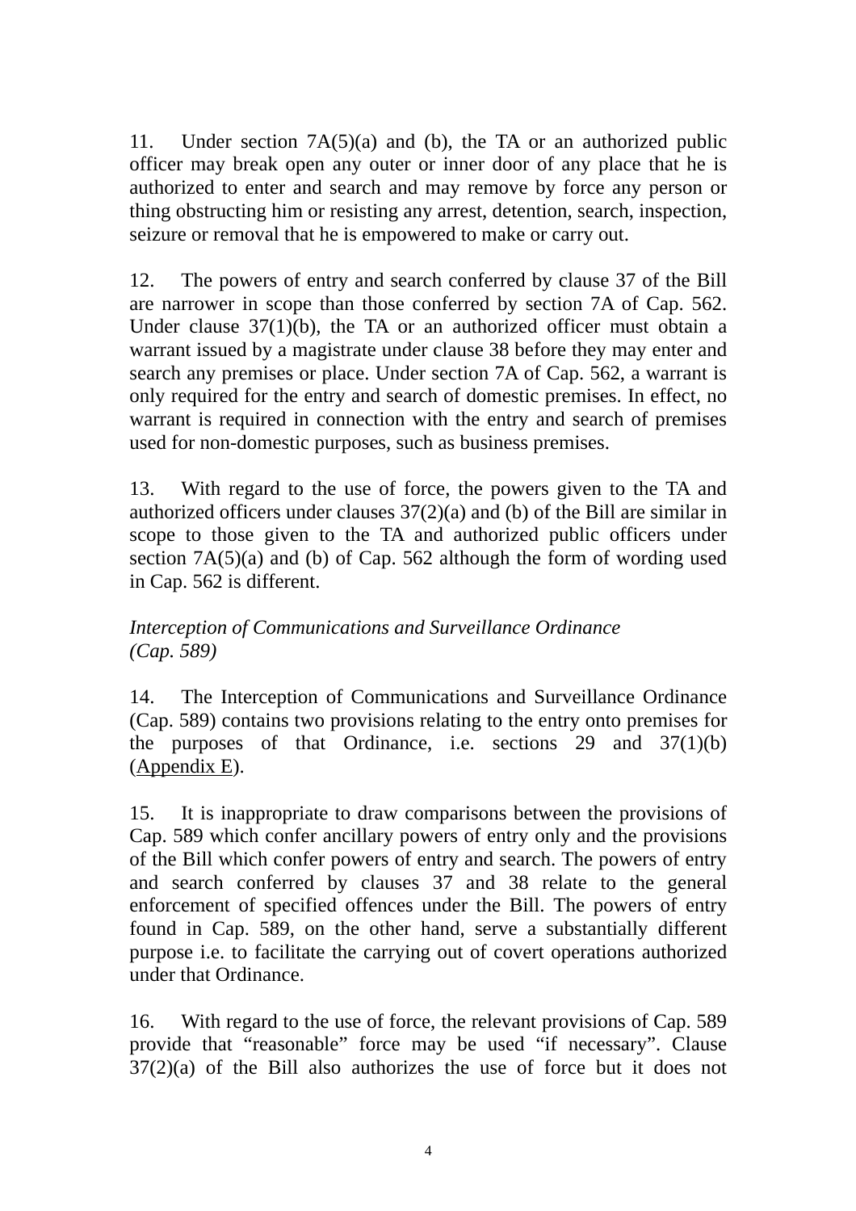11. Under section 7A(5)(a) and (b), the TA or an authorized public officer may break open any outer or inner door of any place that he is authorized to enter and search and may remove by force any person or thing obstructing him or resisting any arrest, detention, search, inspection, seizure or removal that he is empowered to make or carry out.

12. The powers of entry and search conferred by clause 37 of the Bill are narrower in scope than those conferred by section 7A of Cap. 562. Under clause 37(1)(b), the TA or an authorized officer must obtain a warrant issued by a magistrate under clause 38 before they may enter and search any premises or place. Under section 7A of Cap. 562, a warrant is only required for the entry and search of domestic premises. In effect, no warrant is required in connection with the entry and search of premises used for non-domestic purposes, such as business premises.

13. With regard to the use of force, the powers given to the TA and authorized officers under clauses 37(2)(a) and (b) of the Bill are similar in scope to those given to the TA and authorized public officers under section 7A(5)(a) and (b) of Cap. 562 although the form of wording used in Cap. 562 is different.

*Interception of Communications and Surveillance Ordinance (Cap. 589)*

14. The Interception of Communications and Surveillance Ordinance (Cap. 589) contains two provisions relating to the entry onto premises for the purposes of that Ordinance, i.e. sections 29 and 37(1)(b) (Appendix E).

15. It is inappropriate to draw comparisons between the provisions of Cap. 589 which confer ancillary powers of entry only and the provisions of the Bill which confer powers of entry and search. The powers of entry and search conferred by clauses 37 and 38 relate to the general enforcement of specified offences under the Bill. The powers of entry found in Cap. 589, on the other hand, serve a substantially different purpose i.e. to facilitate the carrying out of covert operations authorized under that Ordinance.

16. With regard to the use of force, the relevant provisions of Cap. 589 provide that "reasonable" force may be used "if necessary". Clause 37(2)(a) of the Bill also authorizes the use of force but it does not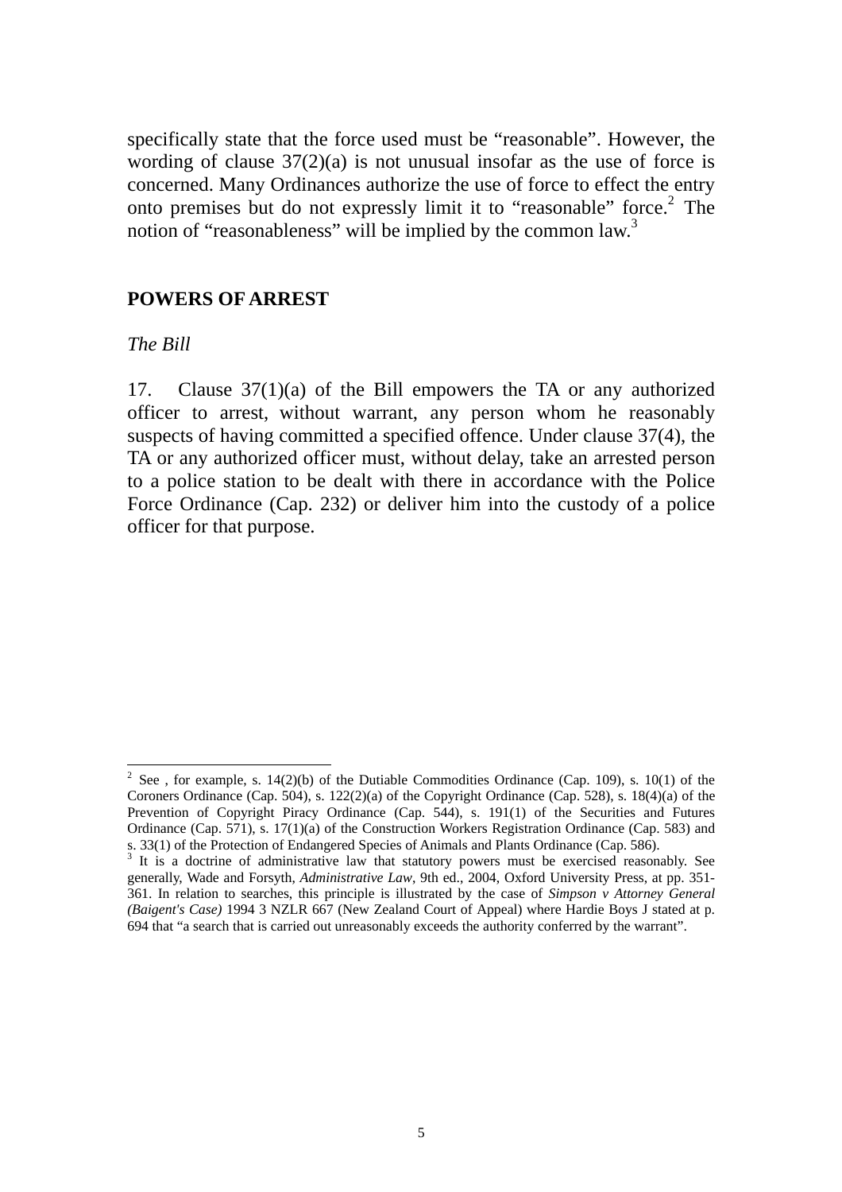specifically state that the force used must be "reasonable". However, the wording of clause 37(2)(a) is not unusual insofar as the use of force is concerned. Many Ordinances authorize the use of force to effect the entry onto premises but do not expressly limit it to "reasonable" force.[2] The notion of "reasonableness" will be implied by the common law.[3]

## POWERS OF ARREST

*The Bill*

17. Clause 37(1)(a) of the Bill empowers the TA or any authorized officer to arrest, without warrant, any person whom he reasonably suspects of having committed a specified offence. Under clause 37(4), the TA or any authorized officer must, without delay, take an arrested person to a police station to be dealt with there in accordance with the Police Force Ordinance (Cap. 232) or deliver him into the custody of a police officer for that purpose.

---

[2] See , for example, s. 14(2)(b) of the Dutiable Commodities Ordinance (Cap. 109), s. 10(1) of the Coroners Ordinance (Cap. 504), s. 122(2)(a) of the Copyright Ordinance (Cap. 528), s. 18(4)(a) of the Prevention of Copyright Piracy Ordinance (Cap. 544), s. 191(1) of the Securities and Futures Ordinance (Cap. 571), s. 17(1)(a) of the Construction Workers Registration Ordinance (Cap. 583) and s. 33(1) of the Protection of Endangered Species of Animals and Plants Ordinance (Cap. 586).

[3] It is a doctrine of administrative law that statutory powers must be exercised reasonably. See generally, Wade and Forsyth, *Administrative Law*, 9th ed., 2004, Oxford University Press, at pp. 351-361. In relation to searches, this principle is illustrated by the case of *Simpson v Attorney General (Baigent's Case)* 1994 3 NZLR 667 (New Zealand Court of Appeal) where Hardie Boys J stated at p. 694 that "a search that is carried out unreasonably exceeds the authority conferred by the warrant".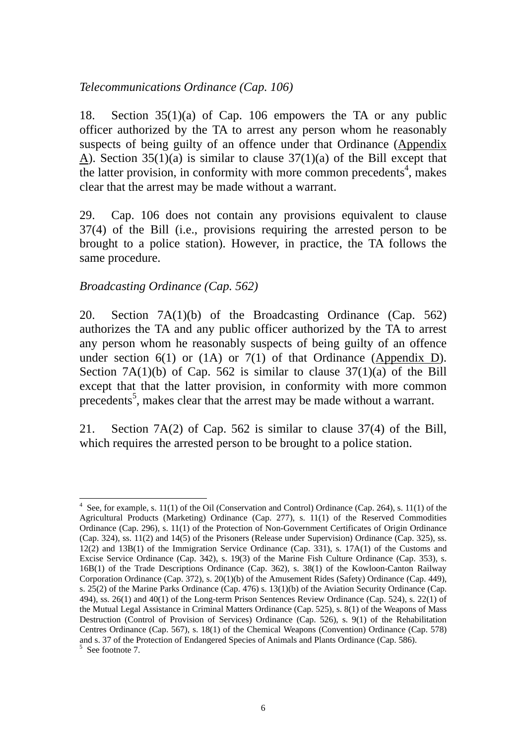*Telecommunications Ordinance (Cap. 106)*

18. Section 35(1)(a) of Cap. 106 empowers the TA or any public officer authorized by the TA to arrest any person whom he reasonably suspects of being guilty of an offence under that Ordinance (Appendix A). Section 35(1)(a) is similar to clause 37(1)(a) of the Bill except that the latter provision, in conformity with more common precedents[4], makes clear that the arrest may be made without a warrant.

29. Cap. 106 does not contain any provisions equivalent to clause 37(4) of the Bill (i.e., provisions requiring the arrested person to be brought to a police station). However, in practice, the TA follows the same procedure.

*Broadcasting Ordinance (Cap. 562)*

20. Section 7A(1)(b) of the Broadcasting Ordinance (Cap. 562) authorizes the TA and any public officer authorized by the TA to arrest any person whom he reasonably suspects of being guilty of an offence under section 6(1) or (1A) or 7(1) of that Ordinance (Appendix D). Section 7A(1)(b) of Cap. 562 is similar to clause 37(1)(a) of the Bill except that that the latter provision, in conformity with more common precedents[5], makes clear that the arrest may be made without a warrant.

21. Section 7A(2) of Cap. 562 is similar to clause 37(4) of the Bill, which requires the arrested person to be brought to a police station.

---

[4] See, for example, s. 11(1) of the Oil (Conservation and Control) Ordinance (Cap. 264), s. 11(1) of the Agricultural Products (Marketing) Ordinance (Cap. 277), s. 11(1) of the Reserved Commodities Ordinance (Cap. 296), s. 11(1) of the Protection of Non-Government Certificates of Origin Ordinance (Cap. 324), ss. 11(2) and 14(5) of the Prisoners (Release under Supervision) Ordinance (Cap. 325), ss. 12(2) and 13B(1) of the Immigration Service Ordinance (Cap. 331), s. 17A(1) of the Customs and Excise Service Ordinance (Cap. 342), s. 19(3) of the Marine Fish Culture Ordinance (Cap. 353), s. 16B(1) of the Trade Descriptions Ordinance (Cap. 362), s. 38(1) of the Kowloon-Canton Railway Corporation Ordinance (Cap. 372), s. 20(1)(b) of the Amusement Rides (Safety) Ordinance (Cap. 449), s. 25(2) of the Marine Parks Ordinance (Cap. 476) s. 13(1)(b) of the Aviation Security Ordinance (Cap. 494), ss. 26(1) and 40(1) of the Long-term Prison Sentences Review Ordinance (Cap. 524), s. 22(1) of the Mutual Legal Assistance in Criminal Matters Ordinance (Cap. 525), s. 8(1) of the Weapons of Mass Destruction (Control of Provision of Services) Ordinance (Cap. 526), s. 9(1) of the Rehabilitation Centres Ordinance (Cap. 567), s. 18(1) of the Chemical Weapons (Convention) Ordinance (Cap. 578) and s. 37 of the Protection of Endangered Species of Animals and Plants Ordinance (Cap. 586).

[5] See footnote 7.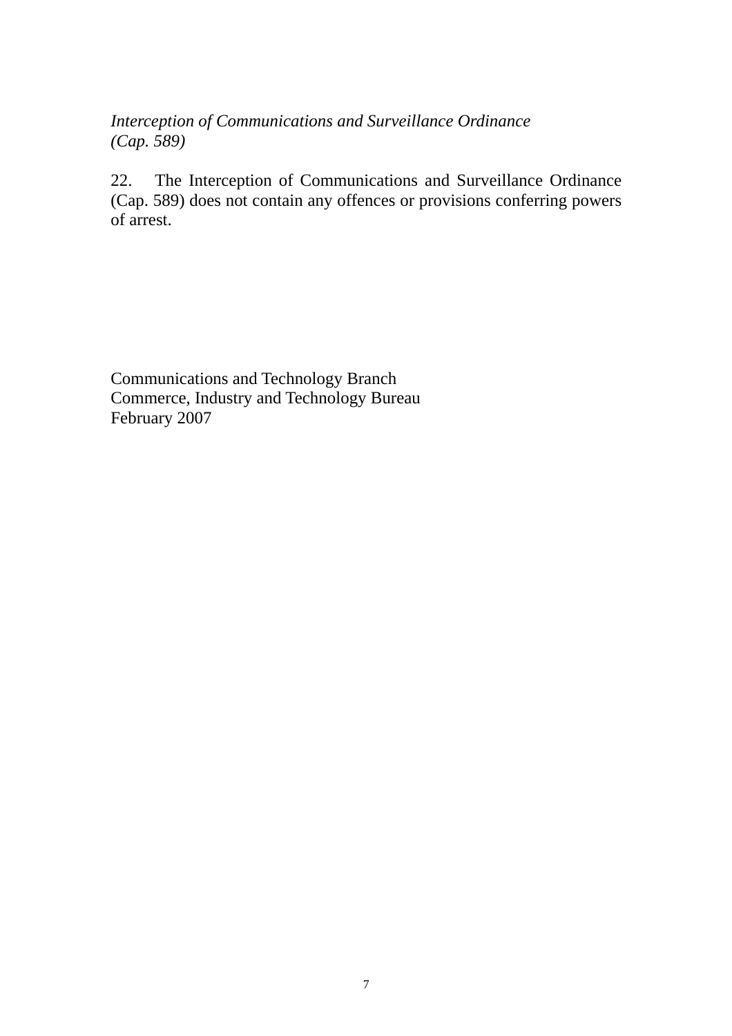*Interception of Communications and Surveillance Ordinance (Cap. 589)*

22. The Interception of Communications and Surveillance Ordinance (Cap. 589) does not contain any offences or provisions conferring powers of arrest.

Communications and Technology Branch
Commerce, Industry and Technology Bureau
February 2007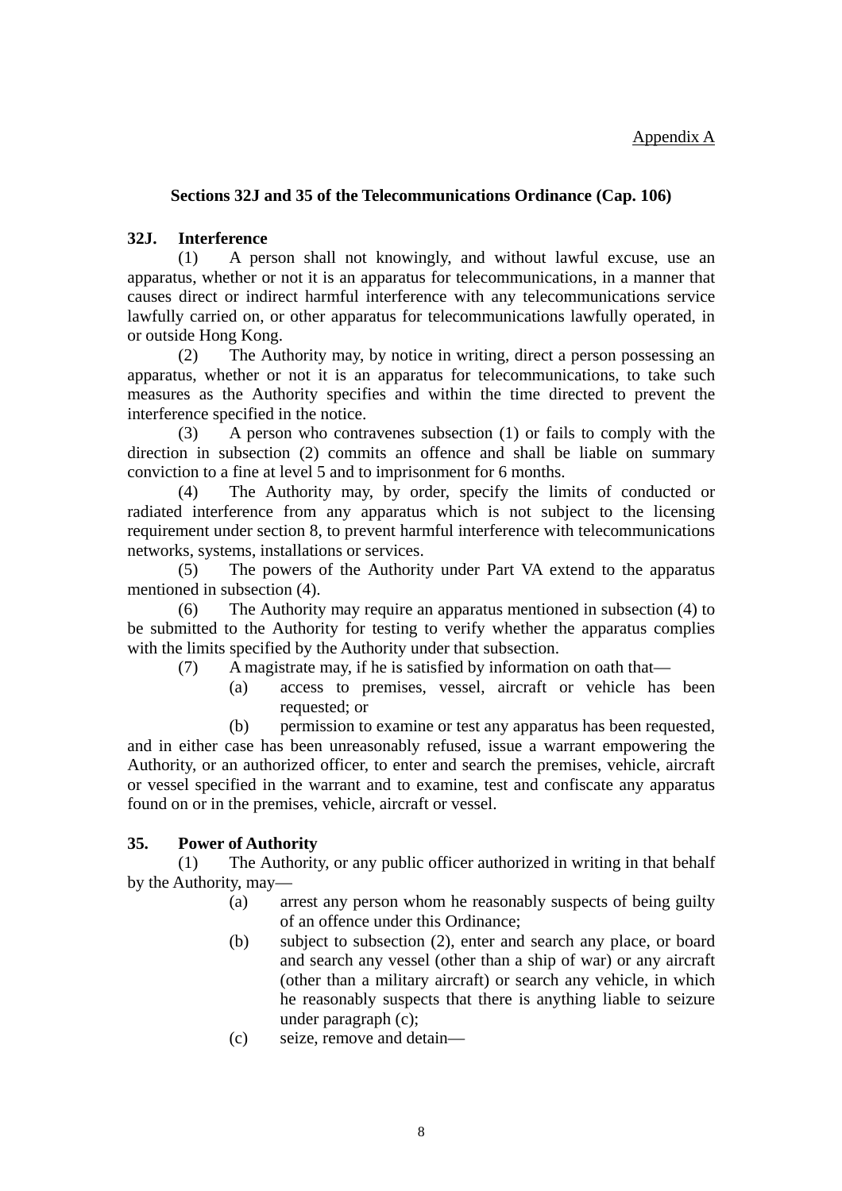Appendix A

## Sections 32J and 35 of the Telecommunications Ordinance (Cap. 106)

**32J. Interference**

(1) A person shall not knowingly, and without lawful excuse, use an apparatus, whether or not it is an apparatus for telecommunications, in a manner that causes direct or indirect harmful interference with any telecommunications service lawfully carried on, or other apparatus for telecommunications lawfully operated, in or outside Hong Kong.

(2) The Authority may, by notice in writing, direct a person possessing an apparatus, whether or not it is an apparatus for telecommunications, to take such measures as the Authority specifies and within the time directed to prevent the interference specified in the notice.

(3) A person who contravenes subsection (1) or fails to comply with the direction in subsection (2) commits an offence and shall be liable on summary conviction to a fine at level 5 and to imprisonment for 6 months.

(4) The Authority may, by order, specify the limits of conducted or radiated interference from any apparatus which is not subject to the licensing requirement under section 8, to prevent harmful interference with telecommunications networks, systems, installations or services.

(5) The powers of the Authority under Part VA extend to the apparatus mentioned in subsection (4).

(6) The Authority may require an apparatus mentioned in subsection (4) to be submitted to the Authority for testing to verify whether the apparatus complies with the limits specified by the Authority under that subsection.

(7) A magistrate may, if he is satisfied by information on oath that—

(a) access to premises, vessel, aircraft or vehicle has been requested; or

(b) permission to examine or test any apparatus has been requested,

and in either case has been unreasonably refused, issue a warrant empowering the Authority, or an authorized officer, to enter and search the premises, vehicle, aircraft or vessel specified in the warrant and to examine, test and confiscate any apparatus found on or in the premises, vehicle, aircraft or vessel.

**35. Power of Authority**

(1) The Authority, or any public officer authorized in writing in that behalf by the Authority, may—

(a) arrest any person whom he reasonably suspects of being guilty of an offence under this Ordinance;

(b) subject to subsection (2), enter and search any place, or board and search any vessel (other than a ship of war) or any aircraft (other than a military aircraft) or search any vehicle, in which he reasonably suspects that there is anything liable to seizure under paragraph (c);

(c) seize, remove and detain—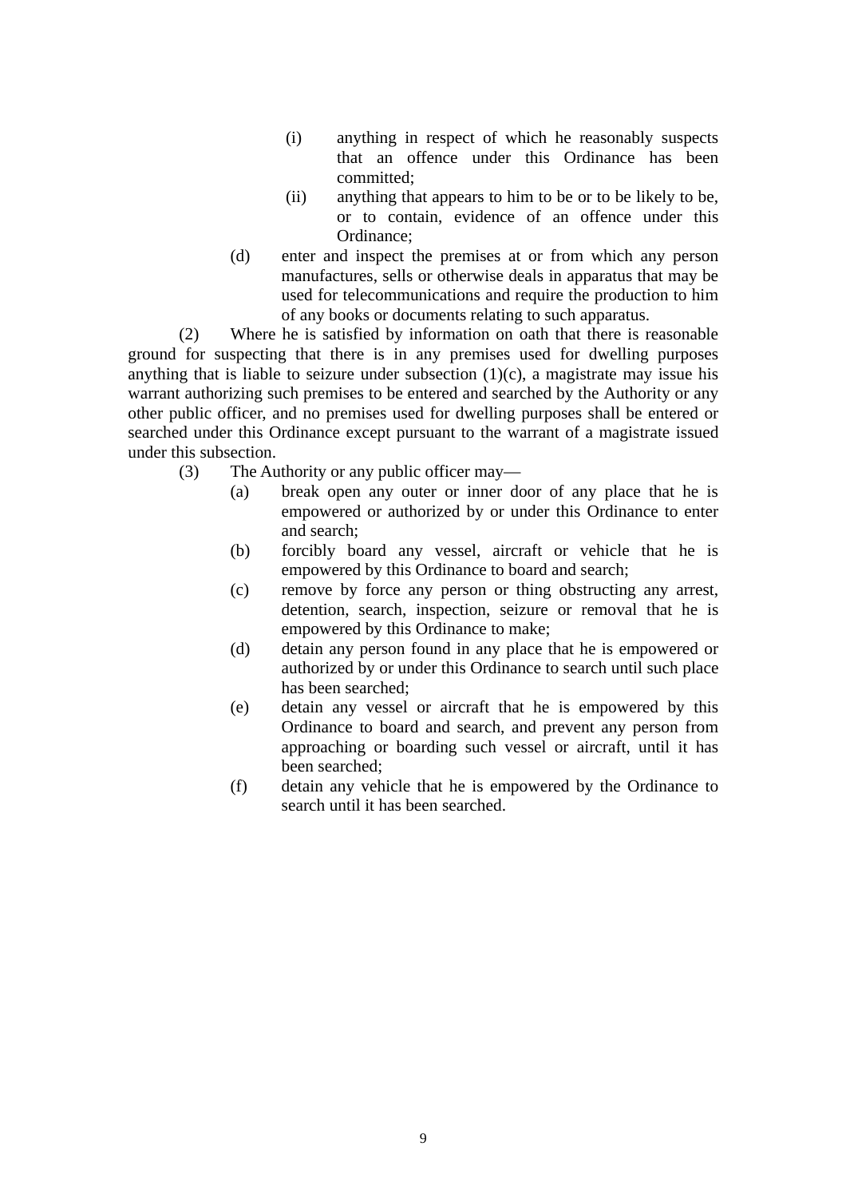(i) anything in respect of which he reasonably suspects that an offence under this Ordinance has been committed;

(ii) anything that appears to him to be or to be likely to be, or to contain, evidence of an offence under this Ordinance;

(d) enter and inspect the premises at or from which any person manufactures, sells or otherwise deals in apparatus that may be used for telecommunications and require the production to him of any books or documents relating to such apparatus.

(2) Where he is satisfied by information on oath that there is reasonable ground for suspecting that there is in any premises used for dwelling purposes anything that is liable to seizure under subsection (1)(c), a magistrate may issue his warrant authorizing such premises to be entered and searched by the Authority or any other public officer, and no premises used for dwelling purposes shall be entered or searched under this Ordinance except pursuant to the warrant of a magistrate issued under this subsection.

(3) The Authority or any public officer may—

(a) break open any outer or inner door of any place that he is empowered or authorized by or under this Ordinance to enter and search;

(b) forcibly board any vessel, aircraft or vehicle that he is empowered by this Ordinance to board and search;

(c) remove by force any person or thing obstructing any arrest, detention, search, inspection, seizure or removal that he is empowered by this Ordinance to make;

(d) detain any person found in any place that he is empowered or authorized by or under this Ordinance to search until such place has been searched;

(e) detain any vessel or aircraft that he is empowered by this Ordinance to board and search, and prevent any person from approaching or boarding such vessel or aircraft, until it has been searched;

(f) detain any vehicle that he is empowered by the Ordinance to search until it has been searched.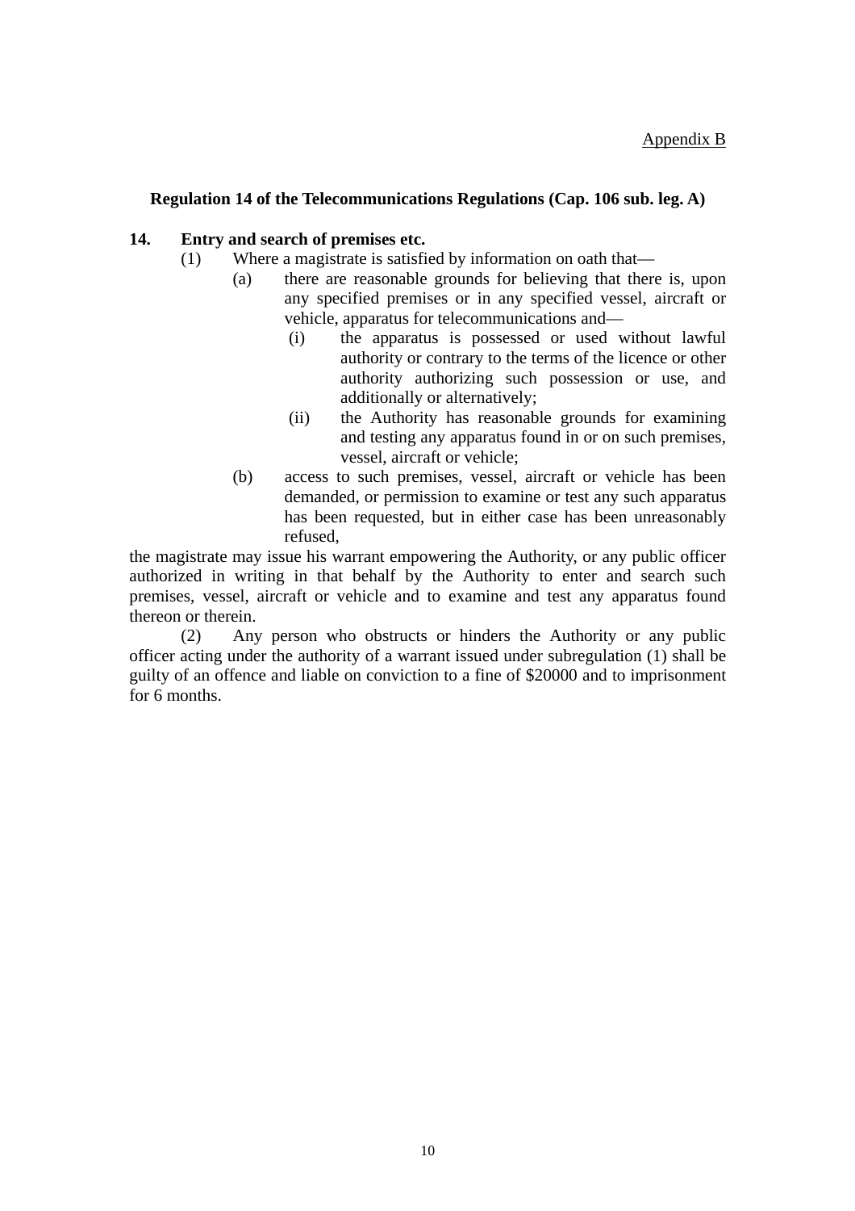Appendix B

**Regulation 14 of the Telecommunications Regulations (Cap. 106 sub. leg. A)**

**14. Entry and search of premises etc.**

(1) Where a magistrate is satisfied by information on oath that—

(a) there are reasonable grounds for believing that there is, upon any specified premises or in any specified vessel, aircraft or vehicle, apparatus for telecommunications and—

(i) the apparatus is possessed or used without lawful authority or contrary to the terms of the licence or other authority authorizing such possession or use, and additionally or alternatively;

(ii) the Authority has reasonable grounds for examining and testing any apparatus found in or on such premises, vessel, aircraft or vehicle;

(b) access to such premises, vessel, aircraft or vehicle has been demanded, or permission to examine or test any such apparatus has been requested, but in either case has been unreasonably refused,

the magistrate may issue his warrant empowering the Authority, or any public officer authorized in writing in that behalf by the Authority to enter and search such premises, vessel, aircraft or vehicle and to examine and test any apparatus found thereon or therein.

(2) Any person who obstructs or hinders the Authority or any public officer acting under the authority of a warrant issued under subregulation (1) shall be guilty of an offence and liable on conviction to a fine of $20000 and to imprisonment for 6 months.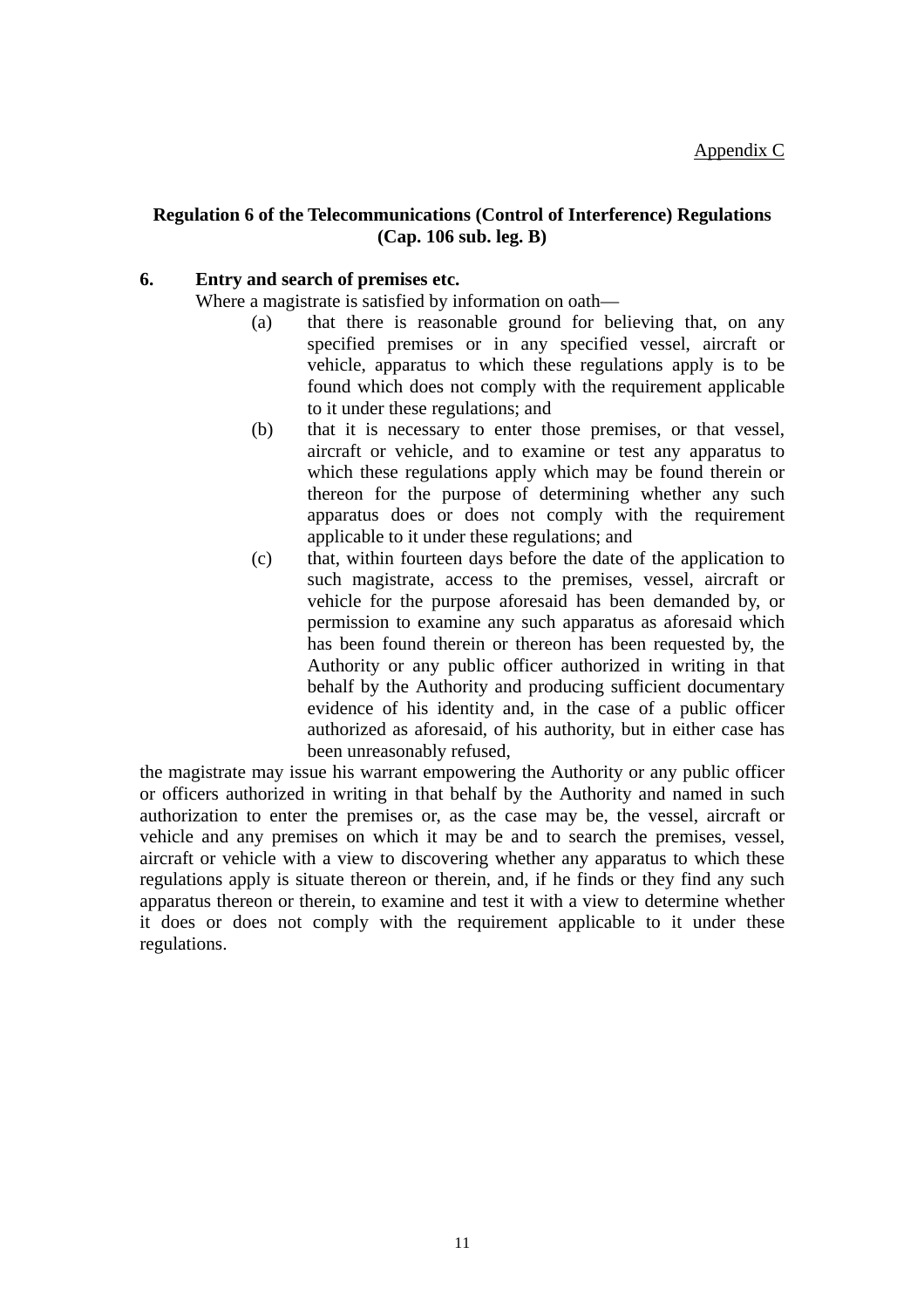Appendix C

**Regulation 6 of the Telecommunications (Control of Interference) Regulations (Cap. 106 sub. leg. B)**

**6. Entry and search of premises etc.**

Where a magistrate is satisfied by information on oath—

(a) that there is reasonable ground for believing that, on any specified premises or in any specified vessel, aircraft or vehicle, apparatus to which these regulations apply is to be found which does not comply with the requirement applicable to it under these regulations; and

(b) that it is necessary to enter those premises, or that vessel, aircraft or vehicle, and to examine or test any apparatus to which these regulations apply which may be found therein or thereon for the purpose of determining whether any such apparatus does or does not comply with the requirement applicable to it under these regulations; and

(c) that, within fourteen days before the date of the application to such magistrate, access to the premises, vessel, aircraft or vehicle for the purpose aforesaid has been demanded by, or permission to examine any such apparatus as aforesaid which has been found therein or thereon has been requested by, the Authority or any public officer authorized in writing in that behalf by the Authority and producing sufficient documentary evidence of his identity and, in the case of a public officer authorized as aforesaid, of his authority, but in either case has been unreasonably refused,

the magistrate may issue his warrant empowering the Authority or any public officer or officers authorized in writing in that behalf by the Authority and named in such authorization to enter the premises or, as the case may be, the vessel, aircraft or vehicle and any premises on which it may be and to search the premises, vessel, aircraft or vehicle with a view to discovering whether any apparatus to which these regulations apply is situate thereon or therein, and, if he finds or they find any such apparatus thereon or therein, to examine and test it with a view to determine whether it does or does not comply with the requirement applicable to it under these regulations.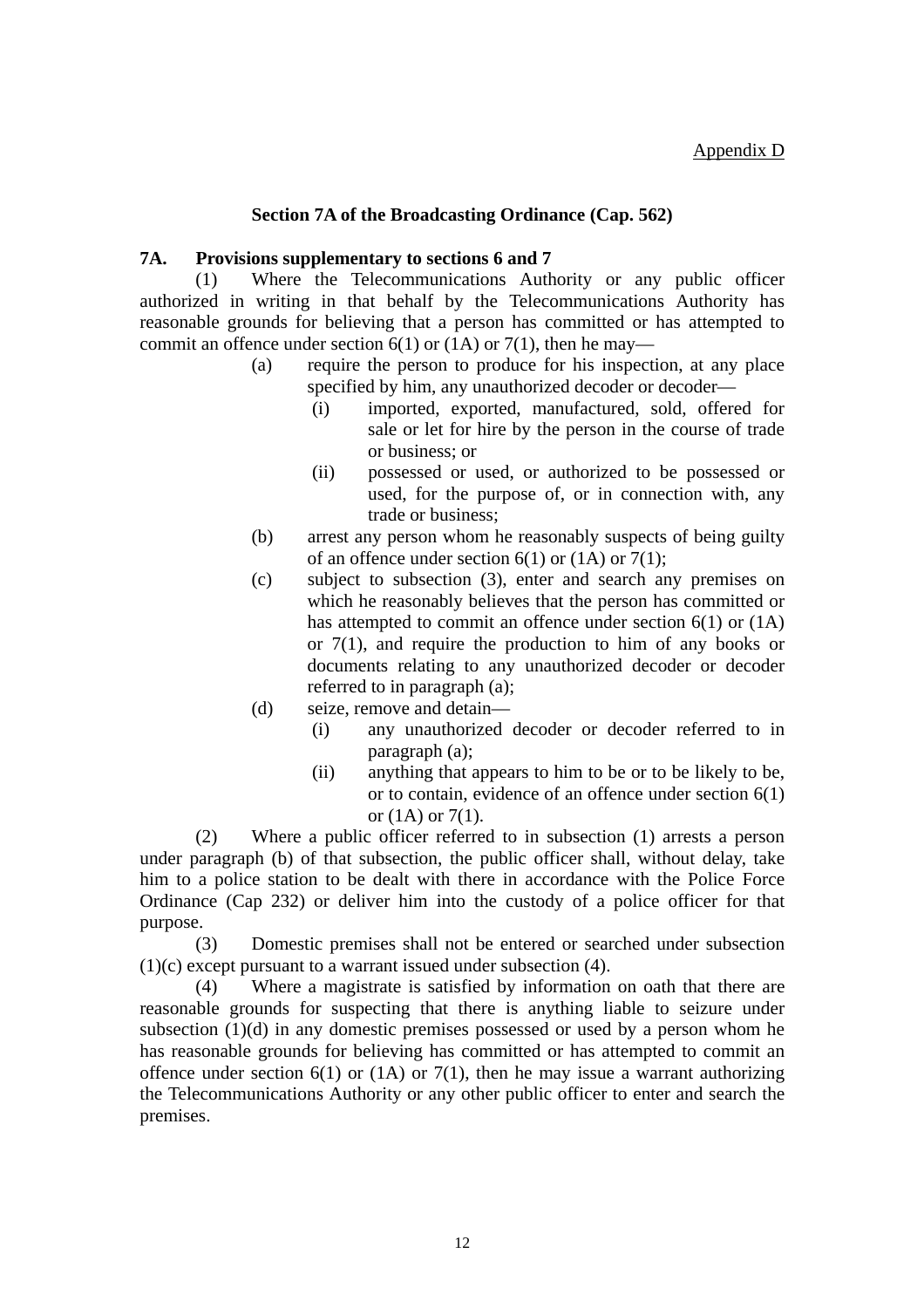Appendix D

## Section 7A of the Broadcasting Ordinance (Cap. 562)

**7A. Provisions supplementary to sections 6 and 7**

(1) Where the Telecommunications Authority or any public officer authorized in writing in that behalf by the Telecommunications Authority has reasonable grounds for believing that a person has committed or has attempted to commit an offence under section 6(1) or (1A) or 7(1), then he may—

- (a) require the person to produce for his inspection, at any place specified by him, any unauthorized decoder or decoder—
  - (i) imported, exported, manufactured, sold, offered for sale or let for hire by the person in the course of trade or business; or
  - (ii) possessed or used, or authorized to be possessed or used, for the purpose of, or in connection with, any trade or business;
- (b) arrest any person whom he reasonably suspects of being guilty of an offence under section 6(1) or (1A) or 7(1);
- (c) subject to subsection (3), enter and search any premises on which he reasonably believes that the person has committed or has attempted to commit an offence under section 6(1) or (1A) or 7(1), and require the production to him of any books or documents relating to any unauthorized decoder or decoder referred to in paragraph (a);
- (d) seize, remove and detain—
  - (i) any unauthorized decoder or decoder referred to in paragraph (a);
  - (ii) anything that appears to him to be or to be likely to be, or to contain, evidence of an offence under section 6(1) or (1A) or 7(1).

(2) Where a public officer referred to in subsection (1) arrests a person under paragraph (b) of that subsection, the public officer shall, without delay, take him to a police station to be dealt with there in accordance with the Police Force Ordinance (Cap 232) or deliver him into the custody of a police officer for that purpose.

(3) Domestic premises shall not be entered or searched under subsection (1)(c) except pursuant to a warrant issued under subsection (4).

(4) Where a magistrate is satisfied by information on oath that there are reasonable grounds for suspecting that there is anything liable to seizure under subsection (1)(d) in any domestic premises possessed or used by a person whom he has reasonable grounds for believing has committed or has attempted to commit an offence under section 6(1) or (1A) or 7(1), then he may issue a warrant authorizing the Telecommunications Authority or any other public officer to enter and search the premises.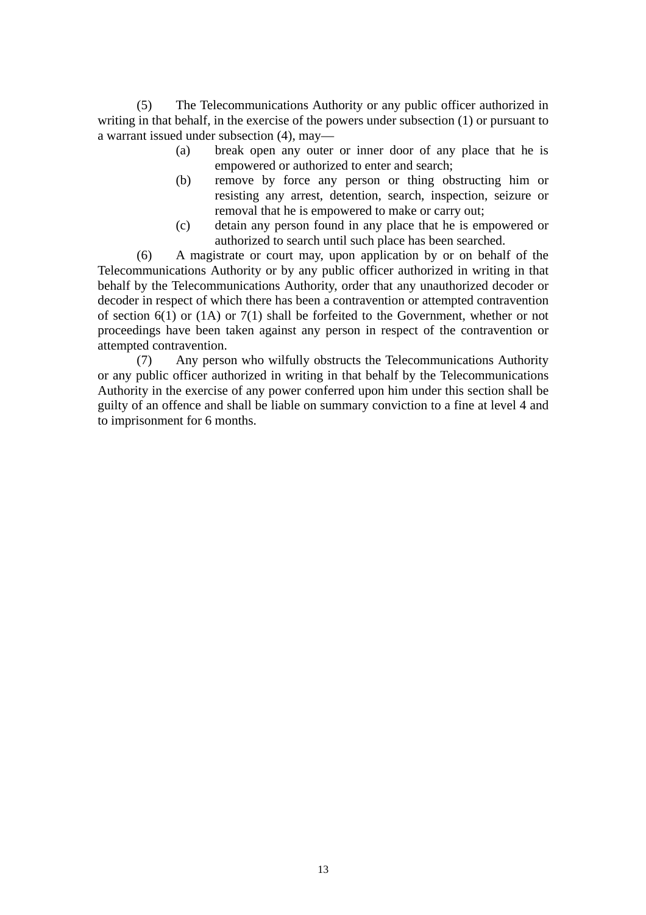(5) The Telecommunications Authority or any public officer authorized in writing in that behalf, in the exercise of the powers under subsection (1) or pursuant to a warrant issued under subsection (4), may—

(a) break open any outer or inner door of any place that he is empowered or authorized to enter and search;

(b) remove by force any person or thing obstructing him or resisting any arrest, detention, search, inspection, seizure or removal that he is empowered to make or carry out;

(c) detain any person found in any place that he is empowered or authorized to search until such place has been searched.

(6) A magistrate or court may, upon application by or on behalf of the Telecommunications Authority or by any public officer authorized in writing in that behalf by the Telecommunications Authority, order that any unauthorized decoder or decoder in respect of which there has been a contravention or attempted contravention of section 6(1) or (1A) or 7(1) shall be forfeited to the Government, whether or not proceedings have been taken against any person in respect of the contravention or attempted contravention.

(7) Any person who wilfully obstructs the Telecommunications Authority or any public officer authorized in writing in that behalf by the Telecommunications Authority in the exercise of any power conferred upon him under this section shall be guilty of an offence and shall be liable on summary conviction to a fine at level 4 and to imprisonment for 6 months.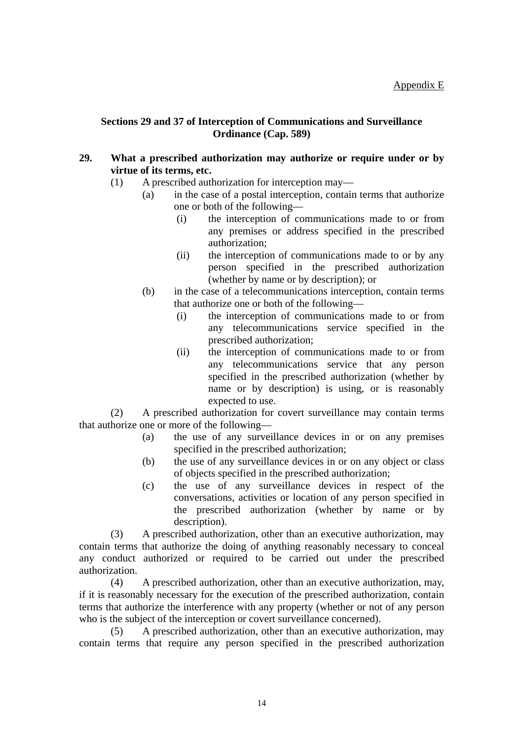Appendix E

## Sections 29 and 37 of Interception of Communications and Surveillance Ordinance (Cap. 589)

**29. What a prescribed authorization may authorize or require under or by virtue of its terms, etc.**

(1) A prescribed authorization for interception may—

- (a) in the case of a postal interception, contain terms that authorize one or both of the following—
  - (i) the interception of communications made to or from any premises or address specified in the prescribed authorization;
  - (ii) the interception of communications made to or by any person specified in the prescribed authorization (whether by name or by description); or
- (b) in the case of a telecommunications interception, contain terms that authorize one or both of the following—
  - (i) the interception of communications made to or from any telecommunications service specified in the prescribed authorization;
  - (ii) the interception of communications made to or from any telecommunications service that any person specified in the prescribed authorization (whether by name or by description) is using, or is reasonably expected to use.

(2) A prescribed authorization for covert surveillance may contain terms that authorize one or more of the following—

- (a) the use of any surveillance devices in or on any premises specified in the prescribed authorization;
- (b) the use of any surveillance devices in or on any object or class of objects specified in the prescribed authorization;
- (c) the use of any surveillance devices in respect of the conversations, activities or location of any person specified in the prescribed authorization (whether by name or by description).

(3) A prescribed authorization, other than an executive authorization, may contain terms that authorize the doing of anything reasonably necessary to conceal any conduct authorized or required to be carried out under the prescribed authorization.

(4) A prescribed authorization, other than an executive authorization, may, if it is reasonably necessary for the execution of the prescribed authorization, contain terms that authorize the interference with any property (whether or not of any person who is the subject of the interception or covert surveillance concerned).

(5) A prescribed authorization, other than an executive authorization, may contain terms that require any person specified in the prescribed authorization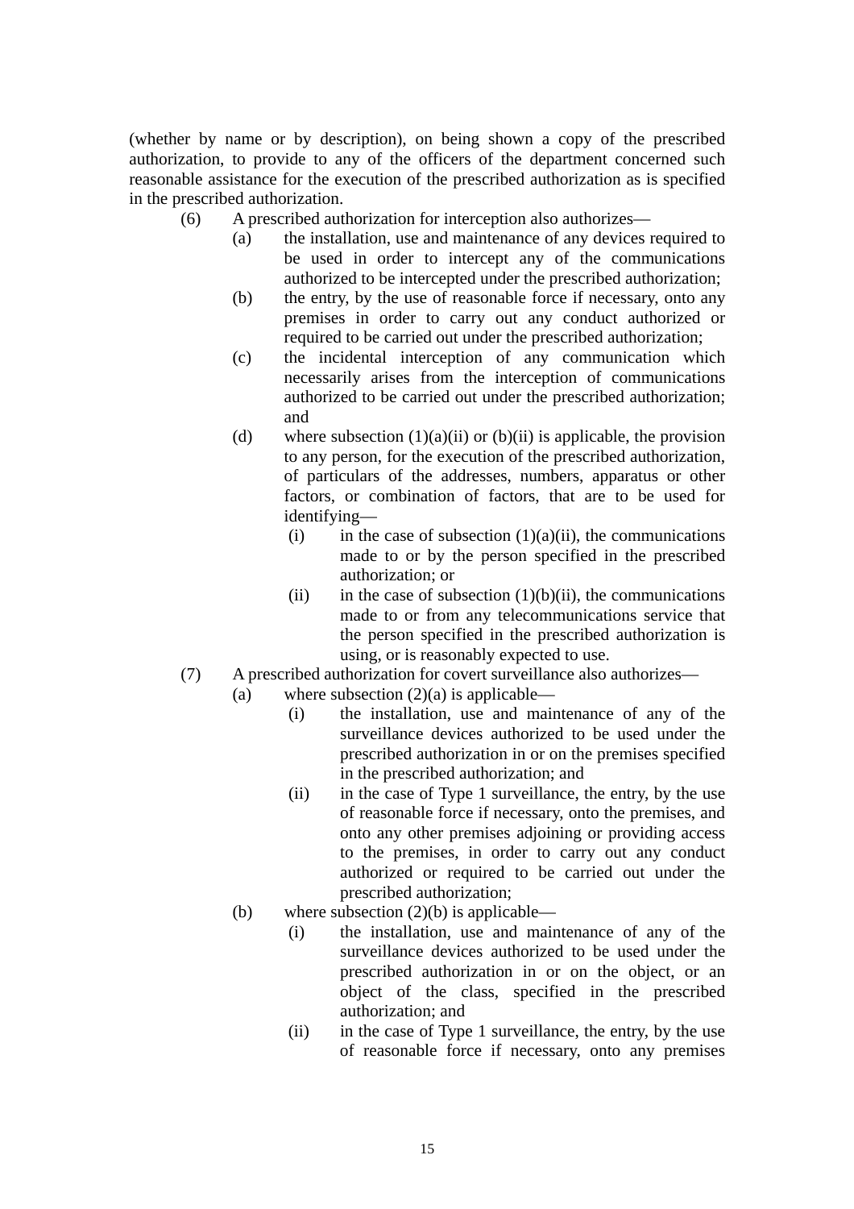(whether by name or by description), on being shown a copy of the prescribed authorization, to provide to any of the officers of the department concerned such reasonable assistance for the execution of the prescribed authorization as is specified in the prescribed authorization.

(6) A prescribed authorization for interception also authorizes—

- (a) the installation, use and maintenance of any devices required to be used in order to intercept any of the communications authorized to be intercepted under the prescribed authorization;
- (b) the entry, by the use of reasonable force if necessary, onto any premises in order to carry out any conduct authorized or required to be carried out under the prescribed authorization;
- (c) the incidental interception of any communication which necessarily arises from the interception of communications authorized to be carried out under the prescribed authorization; and
- (d) where subsection (1)(a)(ii) or (b)(ii) is applicable, the provision to any person, for the execution of the prescribed authorization, of particulars of the addresses, numbers, apparatus or other factors, or combination of factors, that are to be used for identifying—
  - (i) in the case of subsection (1)(a)(ii), the communications made to or by the person specified in the prescribed authorization; or
  - (ii) in the case of subsection (1)(b)(ii), the communications made to or from any telecommunications service that the person specified in the prescribed authorization is using, or is reasonably expected to use.

(7) A prescribed authorization for covert surveillance also authorizes—

- (a) where subsection (2)(a) is applicable—
  - (i) the installation, use and maintenance of any of the surveillance devices authorized to be used under the prescribed authorization in or on the premises specified in the prescribed authorization; and
  - (ii) in the case of Type 1 surveillance, the entry, by the use of reasonable force if necessary, onto the premises, and onto any other premises adjoining or providing access to the premises, in order to carry out any conduct authorized or required to be carried out under the prescribed authorization;
- (b) where subsection (2)(b) is applicable—
  - (i) the installation, use and maintenance of any of the surveillance devices authorized to be used under the prescribed authorization in or on the object, or an object of the class, specified in the prescribed authorization; and
  - (ii) in the case of Type 1 surveillance, the entry, by the use of reasonable force if necessary, onto any premises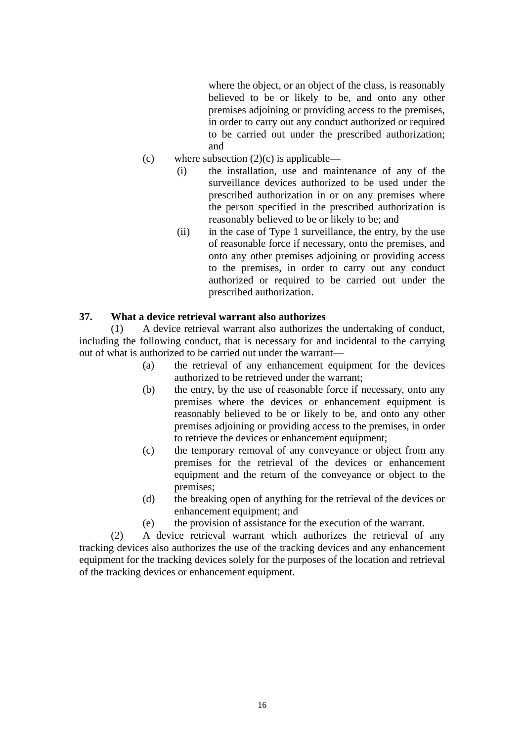where the object, or an object of the class, is reasonably believed to be or likely to be, and onto any other premises adjoining or providing access to the premises, in order to carry out any conduct authorized or required to be carried out under the prescribed authorization; and

(c) where subsection (2)(c) is applicable—

(i) the installation, use and maintenance of any of the surveillance devices authorized to be used under the prescribed authorization in or on any premises where the person specified in the prescribed authorization is reasonably believed to be or likely to be; and

(ii) in the case of Type 1 surveillance, the entry, by the use of reasonable force if necessary, onto the premises, and onto any other premises adjoining or providing access to the premises, in order to carry out any conduct authorized or required to be carried out under the prescribed authorization.

**37. What a device retrieval warrant also authorizes**

(1) A device retrieval warrant also authorizes the undertaking of conduct, including the following conduct, that is necessary for and incidental to the carrying out of what is authorized to be carried out under the warrant—

(a) the retrieval of any enhancement equipment for the devices authorized to be retrieved under the warrant;

(b) the entry, by the use of reasonable force if necessary, onto any premises where the devices or enhancement equipment is reasonably believed to be or likely to be, and onto any other premises adjoining or providing access to the premises, in order to retrieve the devices or enhancement equipment;

(c) the temporary removal of any conveyance or object from any premises for the retrieval of the devices or enhancement equipment and the return of the conveyance or object to the premises;

(d) the breaking open of anything for the retrieval of the devices or enhancement equipment; and

(e) the provision of assistance for the execution of the warrant.

(2) A device retrieval warrant which authorizes the retrieval of any tracking devices also authorizes the use of the tracking devices and any enhancement equipment for the tracking devices solely for the purposes of the location and retrieval of the tracking devices or enhancement equipment.